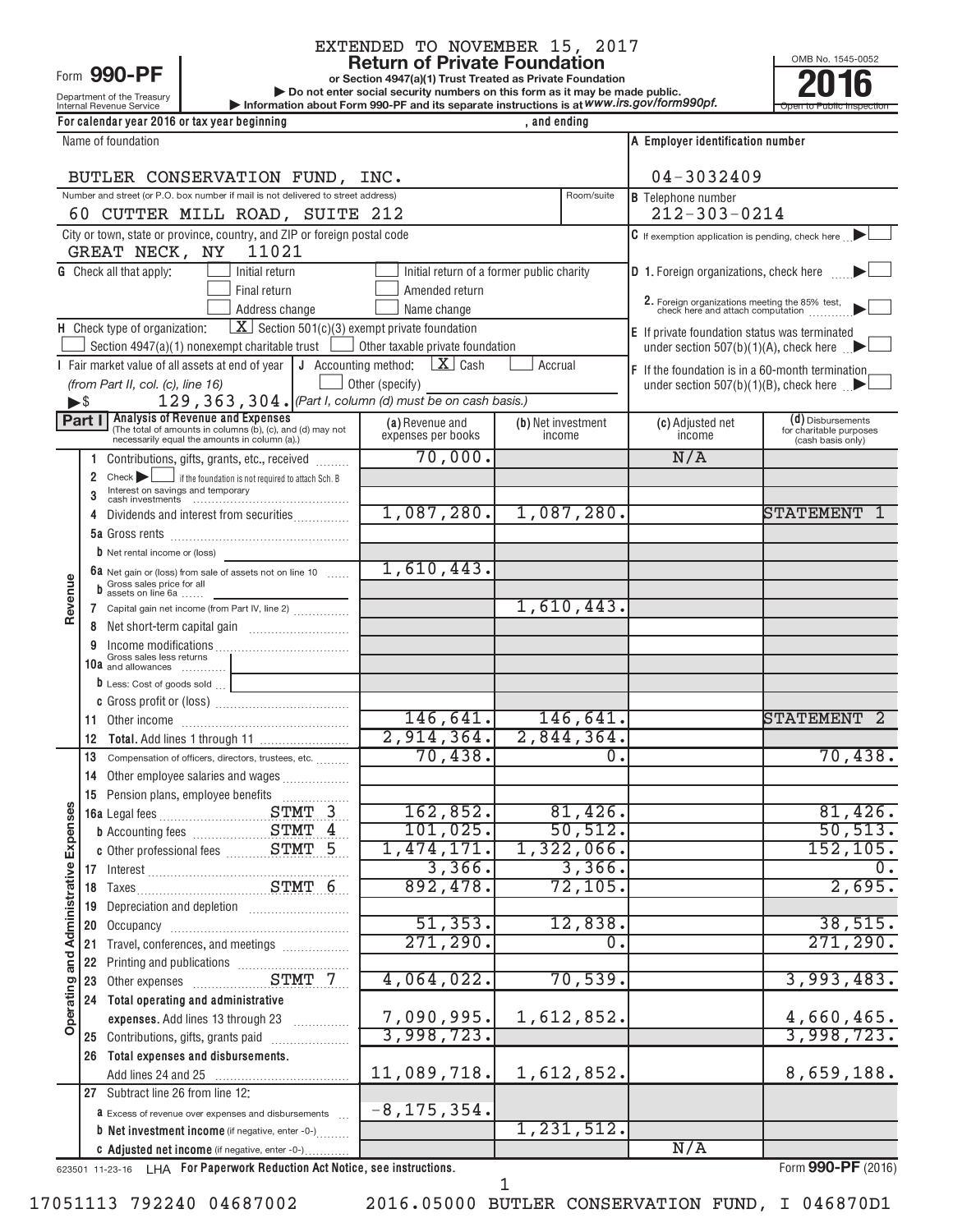EXTENDED TO NOVEMBER 15, 2017

Form **990-PF**

Department of the Treasury
Internal Revenue Service

# Return of Private Foundation

**or Section 4947(a)(1) Trust Treated as Private Foundation**

▶ Do not enter social security numbers on this form as it may be made public.

▶ Information about Form 990-PF and its separate instructions is at *www.irs.gov/form990pf.*

OMB No. 1545-0052

**2016**

Open to Public Inspection

For calendar year 2016 or tax year beginning , and ending

| Name of foundation | A Employer identification number |
|---|---|
| BUTLER CONSERVATION FUND, INC. | 04-3032409 |
| Number and street (or P.O. box number if mail is not delivered to street address) / Room/suite: 60 CUTTER MILL ROAD, SUITE 212 | B Telephone number: 212-303-0214 |
| City or town, state or province, country, and ZIP or foreign postal code: GREAT NECK, NY 11021 | C If exemption application is pending, check here ▶ ☐ |

G Check all that apply: ☐ Initial return ☐ Initial return of a former public charity ☐ Final return ☐ Amended return ☐ Address change ☐ Name change

D 1. Foreign organizations, check here ▶ ☐
2. Foreign organizations meeting the 85% test, check here and attach computation ▶ ☐

H Check type of organization: ☒ Section 501(c)(3) exempt private foundation ☐ Section 4947(a)(1) nonexempt charitable trust ☐ Other taxable private foundation

E If private foundation status was terminated under section 507(b)(1)(A), check here ▶ ☐

I Fair market value of all assets at end of year (from Part II, col. (c), line 16) ▶$ 129,363,304.

J Accounting method: ☒ Cash ☐ Accrual ☐ Other (specify) (Part I, column (d) must be on cash basis.)

F If the foundation is in a 60-month termination under section 507(b)(1)(B), check here ▶ ☐

**Part I Analysis of Revenue and Expenses** (The total of amounts in columns (b), (c), and (d) may not necessarily equal the amounts in column (a).)

| | | (a) Revenue and expenses per books | (b) Net investment income | (c) Adjusted net income | (d) Disbursements for charitable purposes (cash basis only) |
|---|---|---|---|---|---|
| Revenue | 1 Contributions, gifts, grants, etc., received | 70,000. | | N/A | |
| | 2 Check ▶ ☐ if the foundation is not required to attach Sch. B | | | | |
| | 3 Interest on savings and temporary cash investments | | | | |
| | 4 Dividends and interest from securities | 1,087,280. | 1,087,280. | | STATEMENT 1 |
| | 5a Gross rents | | | | |
| | b Net rental income or (loss) | | | | |
| | 6a Net gain or (loss) from sale of assets not on line 10 | 1,610,443. | | | |
| | b Gross sales price for all assets on line 6a | | | | |
| | 7 Capital gain net income (from Part IV, line 2) | | 1,610,443. | | |
| | 8 Net short-term capital gain | | | | |
| | 9 Income modifications | | | | |
| | 10a Gross sales less returns and allowances | | | | |
| | b Less: Cost of goods sold | | | | |
| | c Gross profit or (loss) | | | | |
| | 11 Other income | 146,641. | 146,641. | | STATEMENT 2 |
| | 12 **Total.** Add lines 1 through 11 | 2,914,364. | 2,844,364. | | |
| Operating and Administrative Expenses | 13 Compensation of officers, directors, trustees, etc. | 70,438. | 0. | | 70,438. |
| | 14 Other employee salaries and wages | | | | |
| | 15 Pension plans, employee benefits | | | | |
| | 16a Legal fees STMT 3 | 162,852. | 81,426. | | 81,426. |
| | b Accounting fees STMT 4 | 101,025. | 50,512. | | 50,513. |
| | c Other professional fees STMT 5 | 1,474,171. | 1,322,066. | | 152,105. |
| | 17 Interest | 3,366. | 3,366. | | 0. |
| | 18 Taxes STMT 6 | 892,478. | 72,105. | | 2,695. |
| | 19 Depreciation and depletion | | | | |
| | 20 Occupancy | 51,353. | 12,838. | | 38,515. |
| | 21 Travel, conferences, and meetings | 271,290. | 0. | | 271,290. |
| | 22 Printing and publications | | | | |
| | 23 Other expenses STMT 7 | 4,064,022. | 70,539. | | 3,993,483. |
| | 24 **Total operating and administrative expenses.** Add lines 13 through 23 | 7,090,995. | 1,612,852. | | 4,660,465. |
| | 25 Contributions, gifts, grants paid | 3,998,723. | | | 3,998,723. |
| | 26 **Total expenses and disbursements.** Add lines 24 and 25 | 11,089,718. | 1,612,852. | | 8,659,188. |
| | 27 Subtract line 26 from line 12: | | | | |
| | a Excess of revenue over expenses and disbursements | -8,175,354. | | | |
| | b **Net investment income** (if negative, enter -0-) | | 1,231,512. | | |
| | c **Adjusted net income** (if negative, enter -0-) | | | N/A | |

623501 11-23-16 LHA **For Paperwork Reduction Act Notice, see instructions.**

Form **990-PF** (2016)

17051113 792240 04687002 2016.05000 BUTLER CONSERVATION FUND, I 046870D1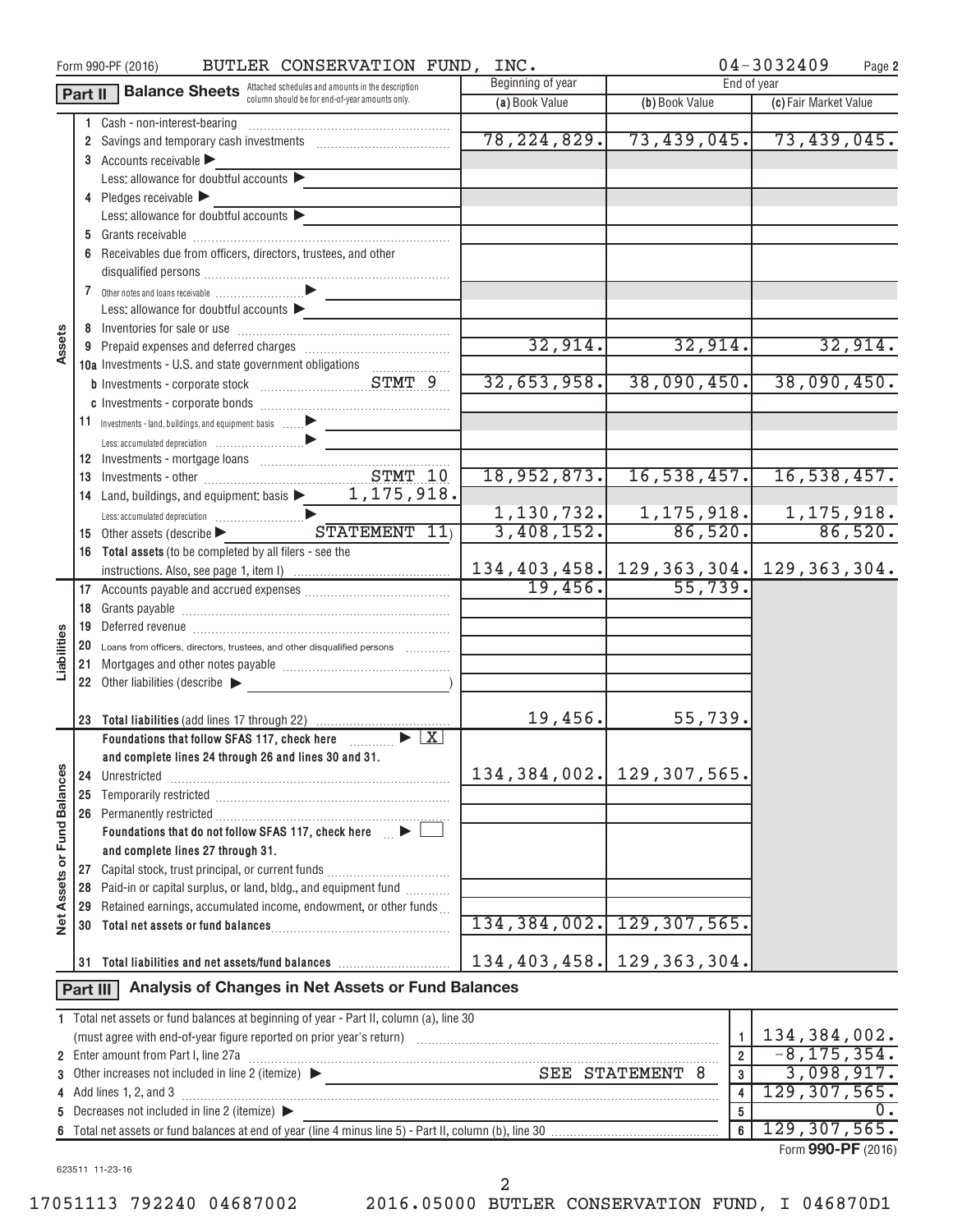Form 990-PF (2016) BUTLER CONSERVATION FUND, INC. 04-3032409 Page 2

## Part II Balance Sheets

Attached schedules and amounts in the description column should be for end-of-year amounts only.

| | | Beginning of year (a) Book Value | End of year (b) Book Value | End of year (c) Fair Market Value |
|---|---|---|---|---|
| **Assets** | 1 Cash - non-interest-bearing | | | |
| | 2 Savings and temporary cash investments | 78,224,829. | 73,439,045. | 73,439,045. |
| | 3 Accounts receivable ▶ | | | |
| | Less: allowance for doubtful accounts ▶ | | | |
| | 4 Pledges receivable ▶ | | | |
| | Less: allowance for doubtful accounts ▶ | | | |
| | 5 Grants receivable | | | |
| | 6 Receivables due from officers, directors, trustees, and other disqualified persons | | | |
| | 7 Other notes and loans receivable ▶ | | | |
| | Less: allowance for doubtful accounts ▶ | | | |
| | 8 Inventories for sale or use | | | |
| | 9 Prepaid expenses and deferred charges | 32,914. | 32,914. | 32,914. |
| | 10a Investments - U.S. and state government obligations | | | |
| | b Investments - corporate stock STMT 9 | 32,653,958. | 38,090,450. | 38,090,450. |
| | c Investments - corporate bonds | | | |
| | 11 Investments - land, buildings, and equipment: basis ▶ | | | |
| | Less: accumulated depreciation ▶ | | | |
| | 12 Investments - mortgage loans | | | |
| | 13 Investments - other STMT 10 | 18,952,873. | 16,538,457. | 16,538,457. |
| | 14 Land, buildings, and equipment: basis ▶ 1,175,918. | | | |
| | Less: accumulated depreciation ▶ | 1,130,732. | 1,175,918. | 1,175,918. |
| | 15 Other assets (describe ▶ STATEMENT 11) | 3,408,152. | 86,520. | 86,520. |
| | 16 Total assets (to be completed by all filers - see the instructions. Also, see page 1, item I) | 134,403,458. | 129,363,304. | 129,363,304. |
| **Liabilities** | 17 Accounts payable and accrued expenses | 19,456. | 55,739. | |
| | 18 Grants payable | | | |
| | 19 Deferred revenue | | | |
| | 20 Loans from officers, directors, trustees, and other disqualified persons | | | |
| | 21 Mortgages and other notes payable | | | |
| | 22 Other liabilities (describe ▶ ) | | | |
| | 23 Total liabilities (add lines 17 through 22) | 19,456. | 55,739. | |
| **Net Assets or Fund Balances** | Foundations that follow SFAS 117, check here ▶ [X] and complete lines 24 through 26 and lines 30 and 31. | | | |
| | 24 Unrestricted | 134,384,002. | 129,307,565. | |
| | 25 Temporarily restricted | | | |
| | 26 Permanently restricted | | | |
| | Foundations that do not follow SFAS 117, check here ▶ [ ] and complete lines 27 through 31. | | | |
| | 27 Capital stock, trust principal, or current funds | | | |
| | 28 Paid-in or capital surplus, or land, bldg., and equipment fund | | | |
| | 29 Retained earnings, accumulated income, endowment, or other funds | | | |
| | 30 Total net assets or fund balances | 134,384,002. | 129,307,565. | |
| | 31 Total liabilities and net assets/fund balances | 134,403,458. | 129,363,304. | |

## Part III Analysis of Changes in Net Assets or Fund Balances

| | | | |
|---|---|---|---|
| 1 | Total net assets or fund balances at beginning of year - Part II, column (a), line 30 (must agree with end-of-year figure reported on prior year's return) | 1 | 134,384,002. |
| 2 | Enter amount from Part I, line 27a | 2 | -8,175,354. |
| 3 | Other increases not included in line 2 (itemize) ▶ SEE STATEMENT 8 | 3 | 3,098,917. |
| 4 | Add lines 1, 2, and 3 | 4 | 129,307,565. |
| 5 | Decreases not included in line 2 (itemize) ▶ | 5 | 0. |
| 6 | Total net assets or fund balances at end of year (line 4 minus line 5) - Part II, column (b), line 30 | 6 | 129,307,565. |

Form **990-PF** (2016)

623511 11-23-16

17051113 792240 04687002 2016.05000 BUTLER CONSERVATION FUND, I 046870D1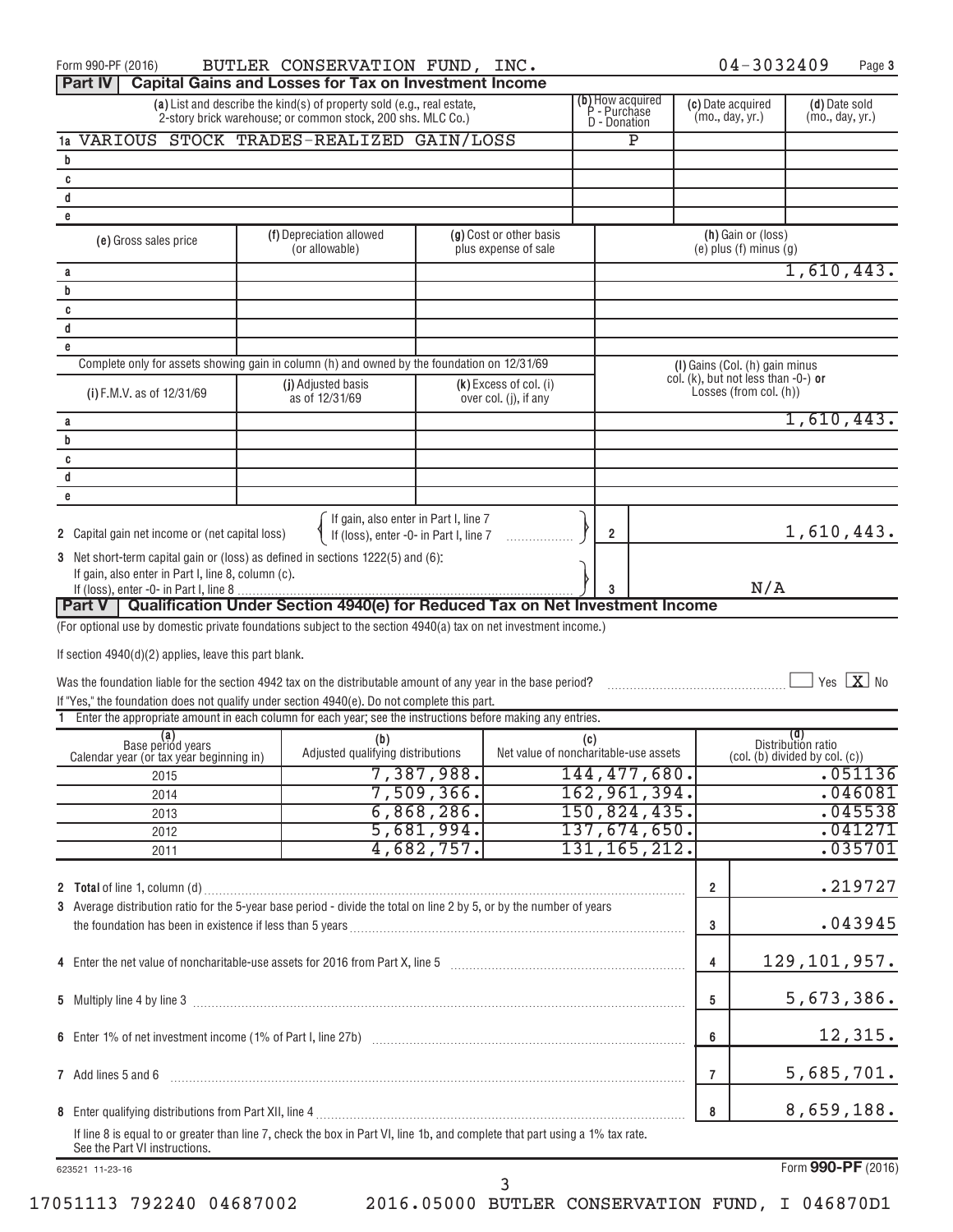Form 990-PF (2016) BUTLER CONSERVATION FUND, INC. 04-3032409 Page 3

## Part IV Capital Gains and Losses for Tax on Investment Income

| | (a) List and describe the kind(s) of property sold (e.g., real estate, 2-story brick warehouse; or common stock, 200 shs. MLC Co.) | (b) How acquired P - Purchase D - Donation | (c) Date acquired (mo., day, yr.) | (d) Date sold (mo., day, yr.) |
|---|---|---|---|---|
| 1a | VARIOUS STOCK TRADES-REALIZED GAIN/LOSS | P | | |
| b | | | | |
| c | | | | |
| d | | | | |
| e | | | | |

| | (e) Gross sales price | (f) Depreciation allowed (or allowable) | (g) Cost or other basis plus expense of sale | (h) Gain or (loss) (e) plus (f) minus (g) |
|---|---|---|---|---|
| a | | | | 1,610,443. |
| b | | | | |
| c | | | | |
| d | | | | |
| e | | | | |

Complete only for assets showing gain in column (h) and owned by the foundation on 12/31/69

| | (i) F.M.V. as of 12/31/69 | (j) Adjusted basis as of 12/31/69 | (k) Excess of col. (i) over col. (j), if any | (l) Gains (Col. (h) gain minus col. (k), but not less than -0-) or Losses (from col. (h)) |
|---|---|---|---|---|
| a | | | | 1,610,443. |
| b | | | | |
| c | | | | |
| d | | | | |
| e | | | | |

2 Capital gain net income or (net capital loss) { If gain, also enter in Part I, line 7 / If (loss), enter -0- in Part I, line 7 } 2 1,610,443.

3 Net short-term capital gain or (loss) as defined in sections 1222(5) and (6): If gain, also enter in Part I, line 8, column (c). If (loss), enter -0- in Part I, line 8 3 N/A

## Part V Qualification Under Section 4940(e) for Reduced Tax on Net Investment Income

(For optional use by domestic private foundations subject to the section 4940(a) tax on net investment income.)

If section 4940(d)(2) applies, leave this part blank.

Was the foundation liable for the section 4942 tax on the distributable amount of any year in the base period? ☐ Yes ☒ No

If "Yes," the foundation does not qualify under section 4940(e). Do not complete this part.

1 Enter the appropriate amount in each column for each year; see the instructions before making any entries.

| (a) Base period years Calendar year (or tax year beginning in) | (b) Adjusted qualifying distributions | (c) Net value of noncharitable-use assets | (d) Distribution ratio (col. (b) divided by col. (c)) |
|---|---|---|---|
| 2015 | 7,387,988. | 144,477,680. | .051136 |
| 2014 | 7,509,366. | 162,961,394. | .046081 |
| 2013 | 6,868,286. | 150,824,435. | .045538 |
| 2012 | 5,681,994. | 137,674,650. | .041271 |
| 2011 | 4,682,757. | 131,165,212. | .035701 |

| | | | |
|---|---|---|---|
| 2 | **Total** of line 1, column (d) | 2 | .219727 |
| 3 | Average distribution ratio for the 5-year base period - divide the total on line 2 by 5, or by the number of years the foundation has been in existence if less than 5 years | 3 | .043945 |
| 4 | Enter the net value of noncharitable-use assets for 2016 from Part X, line 5 | 4 | 129,101,957. |
| 5 | Multiply line 4 by line 3 | 5 | 5,673,386. |
| 6 | Enter 1% of net investment income (1% of Part I, line 27b) | 6 | 12,315. |
| 7 | Add lines 5 and 6 | 7 | 5,685,701. |
| 8 | Enter qualifying distributions from Part XII, line 4 | 8 | 8,659,188. |

If line 8 is equal to or greater than line 7, check the box in Part VI, line 1b, and complete that part using a 1% tax rate. See the Part VI instructions.

623521 11-23-16 Form **990-PF** (2016)

17051113 792240 04687002 2016.05000 BUTLER CONSERVATION FUND, I 046870D1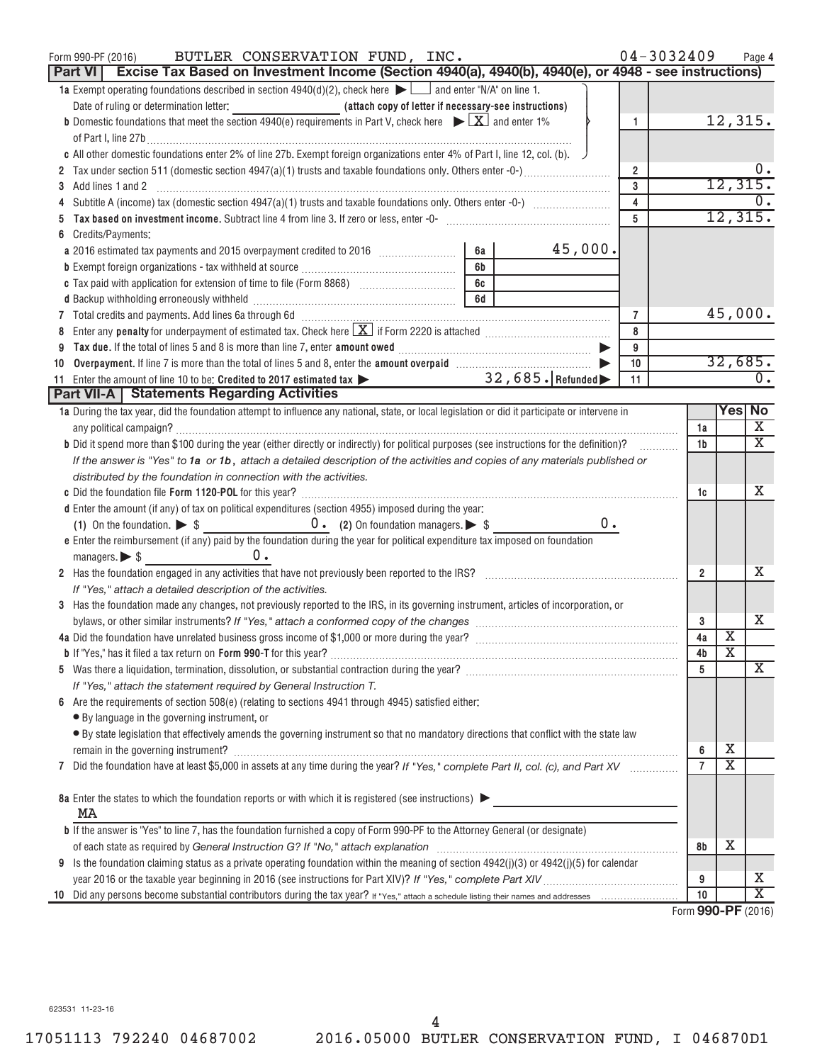Form 990-PF (2016) BUTLER CONSERVATION FUND, INC. 04-3032409 Page **4**

## Part VI Excise Tax Based on Investment Income (Section 4940(a), 4940(b), 4940(e), or 4948 - see instructions)

| | | | |
|---|---|---|---|
| **1a** Exempt operating foundations described in section 4940(d)(2), check here ▶ ☐ and enter "N/A" on line 1. Date of ruling or determination letter: (attach copy of letter if necessary-see instructions) | | | |
| **b** Domestic foundations that meet the section 4940(e) requirements in Part V, check here ▶ ☒ and enter 1% of Part I, line 27b | | 1 | 12,315. |
| **c** All other domestic foundations enter 2% of line 27b. Exempt foreign organizations enter 4% of Part I, line 12, col. (b). | | | |
| **2** Tax under section 511 (domestic section 4947(a)(1) trusts and taxable foundations only. Others enter -0-) | | 2 | 0. |
| **3** Add lines 1 and 2 | | 3 | 12,315. |
| **4** Subtitle A (income) tax (domestic section 4947(a)(1) trusts and taxable foundations only. Others enter -0-) | | 4 | 0. |
| **5** **Tax based on investment income.** Subtract line 4 from line 3. If zero or less, enter -0- | | 5 | 12,315. |
| **6** Credits/Payments: | | | |
| **a** 2016 estimated tax payments and 2015 overpayment credited to 2016 | 6a 45,000. | | |
| **b** Exempt foreign organizations - tax withheld at source | 6b | | |
| **c** Tax paid with application for extension of time to file (Form 8868) | 6c | | |
| **d** Backup withholding erroneously withheld | 6d | | |
| **7** Total credits and payments. Add lines 6a through 6d | | 7 | 45,000. |
| **8** Enter any **penalty** for underpayment of estimated tax. Check here ☒ if Form 2220 is attached | | 8 | |
| **9** **Tax due.** If the total of lines 5 and 8 is more than line 7, enter **amount owed** ▶ | | 9 | |
| **10** **Overpayment.** If line 7 is more than the total of lines 5 and 8, enter the **amount overpaid** ▶ | | 10 | 32,685. |
| **11** Enter the amount of line 10 to be: **Credited to 2017 estimated tax** ▶ 32,685. **Refunded** ▶ | | 11 | 0. |

## Part VII-A Statements Regarding Activities

| | | Yes | No |
|---|---|---|---|
| **1a** During the tax year, did the foundation attempt to influence any national, state, or local legislation or did it participate or intervene in any political campaign? | 1a | | X |
| **b** Did it spend more than $100 during the year (either directly or indirectly) for political purposes (see instructions for the definition)? | 1b | | X |
| *If the answer is "Yes" to 1a or 1b, attach a detailed description of the activities and copies of any materials published or distributed by the foundation in connection with the activities.* | | | |
| **c** Did the foundation file **Form 1120-POL** for this year? | 1c | | X |
| **d** Enter the amount (if any) of tax on political expenditures (section 4955) imposed during the year: (1) On the foundation. ▶ $ 0. (2) On foundation managers. ▶ $ 0. | | | |
| **e** Enter the reimbursement (if any) paid by the foundation during the year for political expenditure tax imposed on foundation managers. ▶ $ 0. | | | |
| **2** Has the foundation engaged in any activities that have not previously been reported to the IRS? *If "Yes," attach a detailed description of the activities.* | 2 | | X |
| **3** Has the foundation made any changes, not previously reported to the IRS, in its governing instrument, articles of incorporation, or bylaws, or other similar instruments? *If "Yes," attach a conformed copy of the changes* | 3 | | X |
| **4a** Did the foundation have unrelated business gross income of $1,000 or more during the year? | 4a | X | |
| **b** If "Yes," has it filed a tax return on **Form 990-T** for this year? | 4b | X | |
| **5** Was there a liquidation, termination, dissolution, or substantial contraction during the year? *If "Yes," attach the statement required by General Instruction T.* | 5 | | X |
| **6** Are the requirements of section 508(e) (relating to sections 4941 through 4945) satisfied either: • By language in the governing instrument, or • By state legislation that effectively amends the governing instrument so that no mandatory directions that conflict with the state law remain in the governing instrument? | 6 | X | |
| **7** Did the foundation have at least $5,000 in assets at any time during the year? *If "Yes," complete Part II, col. (c), and Part XV* | 7 | X | |
| **8a** Enter the states to which the foundation reports or with which it is registered (see instructions) ▶ MA | | | |
| **b** If the answer is "Yes" to line 7, has the foundation furnished a copy of Form 990-PF to the Attorney General (or designate) of each state as required by *General Instruction G? If "No," attach explanation* | 8b | X | |
| **9** Is the foundation claiming status as a private operating foundation within the meaning of section 4942(j)(3) or 4942(j)(5) for calendar year 2016 or the taxable year beginning in 2016 (see instructions for Part XIV)? *If "Yes," complete Part XIV* | 9 | | X |
| **10** Did any persons become substantial contributors during the tax year? If "Yes," attach a schedule listing their names and addresses | 10 | | X |

Form **990-PF** (2016)

623531 11-23-16

17051113 792240 04687002 2016.05000 BUTLER CONSERVATION FUND, I 046870D1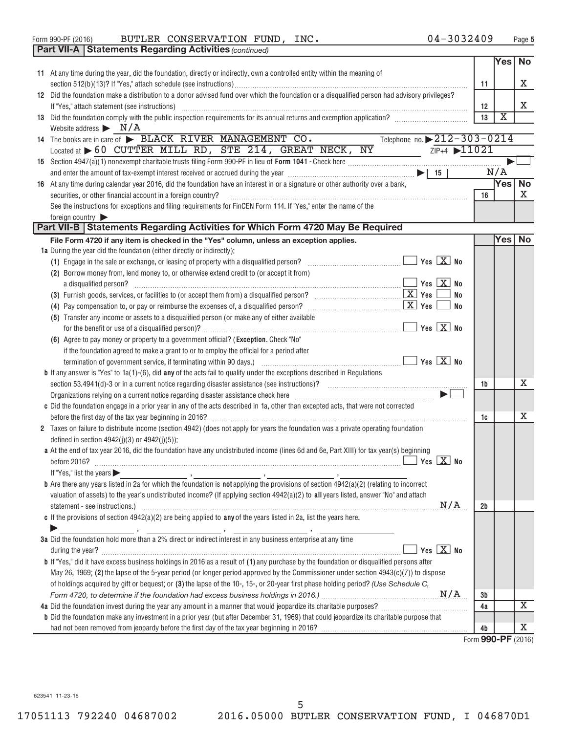Form 990-PF (2016) BUTLER CONSERVATION FUND, INC. 04-3032409

## Part VII-A Statements Regarding Activities *(continued)*

| | | | Yes | No |
|---|---|---|---|---|
| 11 | At any time during the year, did the foundation, directly or indirectly, own a controlled entity within the meaning of section 512(b)(13)? If "Yes," attach schedule (see instructions) | 11 | | X |
| 12 | Did the foundation make a distribution to a donor advised fund over which the foundation or a disqualified person had advisory privileges? If "Yes," attach statement (see instructions) | 12 | | X |
| 13 | Did the foundation comply with the public inspection requirements for its annual returns and exemption application? | 13 | X | |

Website address ▶ N/A

14 The books are in care of ▶ BLACK RIVER MANAGEMENT CO. Telephone no. ▶ 212-303-0214

Located at ▶ 60 CUTTER MILL RD, STE 214, GREAT NECK, NY ZIP+4 ▶ 11021

15 Section 4947(a)(1) nonexempt charitable trusts filing Form 990-PF in lieu of **Form 1041** - Check here ▶ ☐

and enter the amount of tax-exempt interest received or accrued during the year ▶ | 15 | N/A

| | | | Yes | No |
|---|---|---|---|---|
| 16 | At any time during calendar year 2016, did the foundation have an interest in or a signature or other authority over a bank, securities, or other financial account in a foreign country? See the instructions for exceptions and filing requirements for FinCEN Form 114. If "Yes," enter the name of the foreign country ▶ | 16 | | X |

## Part VII-B Statements Regarding Activities for Which Form 4720 May Be Required

**File Form 4720 if any item is checked in the "Yes" column, unless an exception applies.**

| | | | Yes | No |
|---|---|---|---|---|
| 1a | During the year did the foundation (either directly or indirectly): | | | |
| | (1) Engage in the sale or exchange, or leasing of property with a disqualified person? ☐ Yes ☒ No | | | |
| | (2) Borrow money from, lend money to, or otherwise extend credit to (or accept it from) a disqualified person? ☐ Yes ☒ No | | | |
| | (3) Furnish goods, services, or facilities to (or accept them from) a disqualified person? ☒ Yes ☐ No | | | |
| | (4) Pay compensation to, or pay or reimburse the expenses of, a disqualified person? ☒ Yes ☐ No | | | |
| | (5) Transfer any income or assets to a disqualified person (or make any of either available for the benefit or use of a disqualified person)? ☐ Yes ☒ No | | | |
| | (6) Agree to pay money or property to a government official? (**Exception.** Check "No" if the foundation agreed to make a grant to or to employ the official for a period after termination of government service, if terminating within 90 days.) ☐ Yes ☒ No | | | |
| b | If any answer is "Yes" to 1a(1)-(6), did **any** of the acts fail to qualify under the exceptions described in Regulations section 53.4941(d)-3 or in a current notice regarding disaster assistance (see instructions)? | 1b | | X |
| | Organizations relying on a current notice regarding disaster assistance check here ▶ ☐ | | | |
| c | Did the foundation engage in a prior year in any of the acts described in 1a, other than excepted acts, that were not corrected before the first day of the tax year beginning in 2016? | 1c | | X |
| 2 | Taxes on failure to distribute income (section 4942) (does not apply for years the foundation was a private operating foundation defined in section 4942(j)(3) or 4942(j)(5)): | | | |
| a | At the end of tax year 2016, did the foundation have any undistributed income (lines 6d and 6e, Part XIII) for tax year(s) beginning before 2016? ☐ Yes ☒ No<br>If "Yes," list the years ▶ ____ , ____ , ____ , ____ | | | |
| b | Are there any years listed in 2a for which the foundation is **not** applying the provisions of section 4942(a)(2) (relating to incorrect valuation of assets) to the year's undistributed income? (If applying section 4942(a)(2) to **all** years listed, answer "No" and attach statement - see instructions.) N/A | 2b | | |
| c | If the provisions of section 4942(a)(2) are being applied to **any** of the years listed in 2a, list the years here.<br>▶ ____ , ____ , ____ , ____ | | | |
| 3a | Did the foundation hold more than a 2% direct or indirect interest in any business enterprise at any time during the year? ☐ Yes ☒ No | | | |
| b | If "Yes," did it have excess business holdings in 2016 as a result of **(1)** any purchase by the foundation or disqualified persons after May 26, 1969; **(2)** the lapse of the 5-year period (or longer period approved by the Commissioner under section 4943(c)(7)) to dispose of holdings acquired by gift or bequest; or **(3)** the lapse of the 10-, 15-, or 20-year first phase holding period? *(Use Schedule C, Form 4720, to determine if the foundation had excess business holdings in 2016.)* N/A | 3b | | |
| 4a | Did the foundation invest during the year any amount in a manner that would jeopardize its charitable purposes? | 4a | | X |
| b | Did the foundation make any investment in a prior year (but after December 31, 1969) that could jeopardize its charitable purpose that had not been removed from jeopardy before the first day of the tax year beginning in 2016? | 4b | | X |

Form **990-PF** (2016)

623541 11-23-16

17051113 792240 04687002 2016.05000 BUTLER CONSERVATION FUND, I 046870D1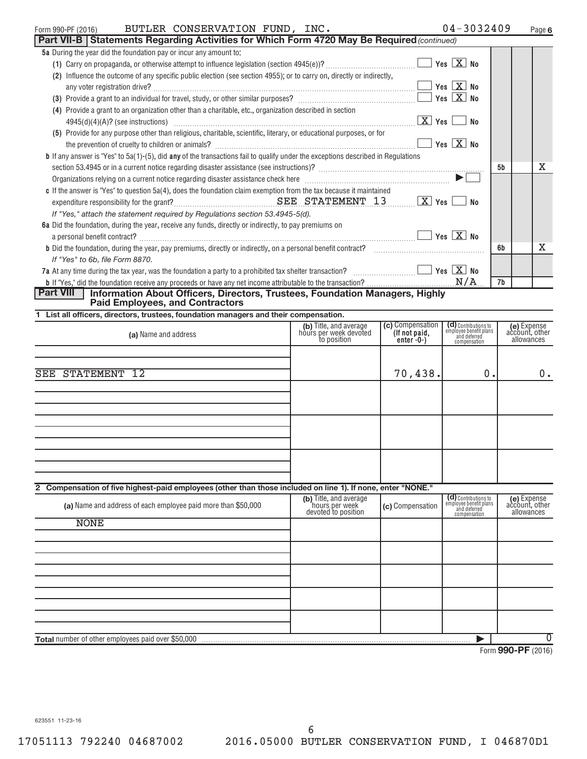Form 990-PF (2016) BUTLER CONSERVATION FUND, INC. 04-3032409 Page 6

**Part VII-B Statements Regarding Activities for Which Form 4720 May Be Required** *(continued)*

**5a** During the year did the foundation pay or incur any amount to:

(1) Carry on propaganda, or otherwise attempt to influence legislation (section 4945(e))? ☐ Yes ☒ No

(2) Influence the outcome of any specific public election (see section 4955); or to carry on, directly or indirectly, any voter registration drive? ☐ Yes ☒ No

(3) Provide a grant to an individual for travel, study, or other similar purposes? ☐ Yes ☒ No

(4) Provide a grant to an organization other than a charitable, etc., organization described in section 4945(d)(4)(A)? (see instructions) ☒ Yes ☐ No

(5) Provide for any purpose other than religious, charitable, scientific, literary, or educational purposes, or for the prevention of cruelty to children or animals? ☐ Yes ☒ No

**b** If any answer is "Yes" to 5a(1)-(5), did **any** of the transactions fail to qualify under the exceptions described in Regulations section 53.4945 or in a current notice regarding disaster assistance (see instructions)? **5b** No: X

Organizations relying on a current notice regarding disaster assistance check here ► ☐

**c** If the answer is "Yes" to question 5a(4), does the foundation claim exemption from the tax because it maintained expenditure responsibility for the grant? SEE STATEMENT 13 ☒ Yes ☐ No

*If "Yes," attach the statement required by Regulations section 53.4945-5(d).*

**6a** Did the foundation, during the year, receive any funds, directly or indirectly, to pay premiums on a personal benefit contract? ☐ Yes ☒ No

**b** Did the foundation, during the year, pay premiums, directly or indirectly, on a personal benefit contract? **6b** No: X

*If "Yes" to 6b, file Form 8870.*

**7a** At any time during the tax year, was the foundation a party to a prohibited tax shelter transaction? ☐ Yes ☒ No

**b** If "Yes," did the foundation receive any proceeds or have any net income attributable to the transaction? N/A **7b**

**Part VIII Information About Officers, Directors, Trustees, Foundation Managers, Highly Paid Employees, and Contractors**

**1 List all officers, directors, trustees, foundation managers and their compensation.**

| (a) Name and address | (b) Title, and average hours per week devoted to position | (c) Compensation (If not paid, enter -0-) | (d) Contributions to employee benefit plans and deferred compensation | (e) Expense account, other allowances |
|---|---|---|---|---|
| SEE STATEMENT 12 | | 70,438. | 0. | 0. |

**2 Compensation of five highest-paid employees (other than those included on line 1). If none, enter "NONE."**

| (a) Name and address of each employee paid more than $50,000 | (b) Title, and average hours per week devoted to position | (c) Compensation | (d) Contributions to employee benefit plans and deferred compensation | (e) Expense account, other allowances |
|---|---|---|---|---|
| NONE | | | | |

**Total** number of other employees paid over $50,000 ► 0

Form **990-PF** (2016)

623551 11-23-16

17051113 792240 04687002 2016.05000 BUTLER CONSERVATION FUND, I 046870D1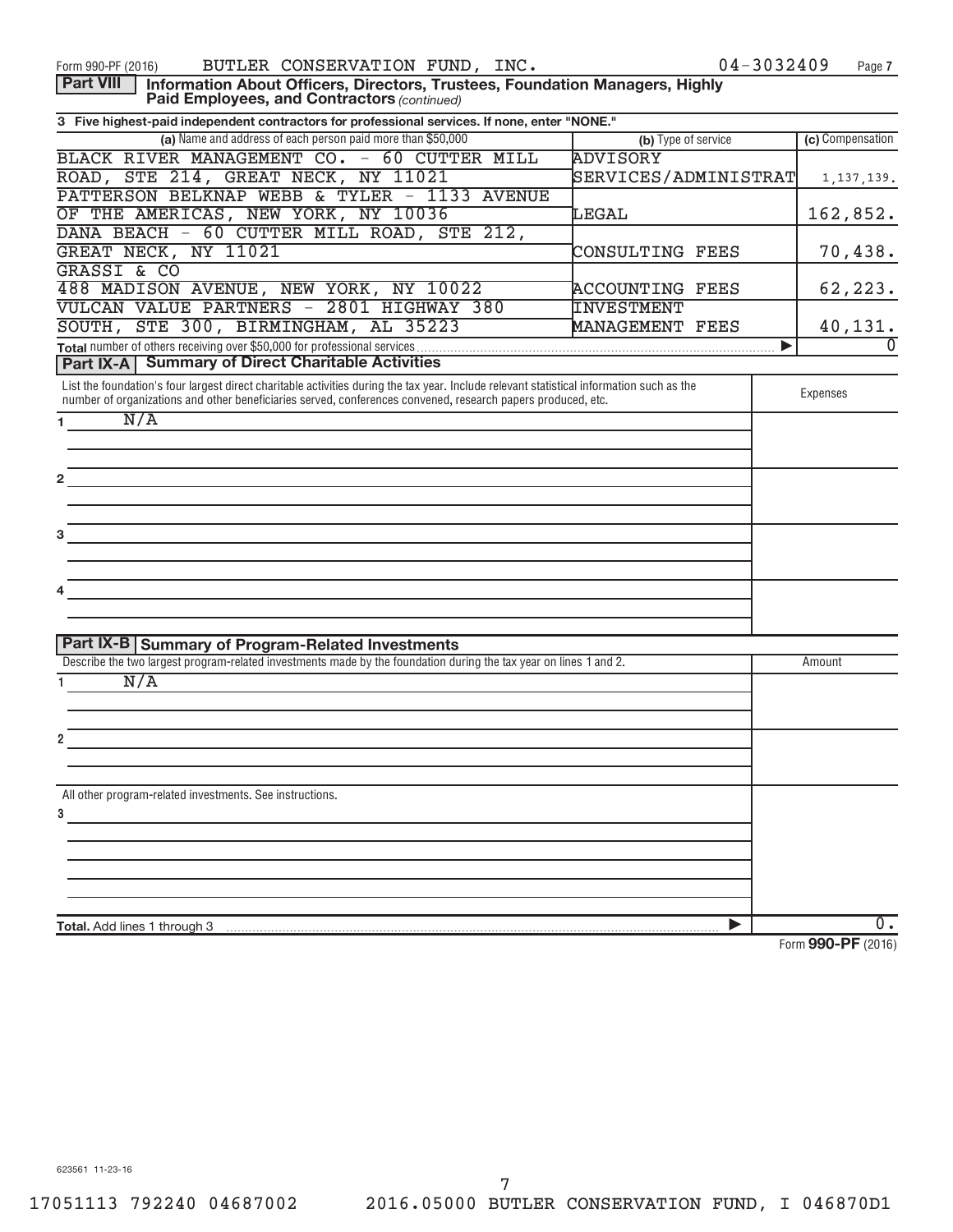Form 990-PF (2016) BUTLER CONSERVATION FUND, INC. 04-3032409 Page 7

**Part VIII** **Information About Officers, Directors, Trustees, Foundation Managers, Highly Paid Employees, and Contractors** *(continued)*

**3 Five highest-paid independent contractors for professional services. If none, enter "NONE."**

| (a) Name and address of each person paid more than $50,000 | (b) Type of service | (c) Compensation |
|---|---|---|
| BLACK RIVER MANAGEMENT CO. - 60 CUTTER MILL ROAD, STE 214, GREAT NECK, NY 11021 | ADVISORY SERVICES/ADMINISTRAT | 1,137,139. |
| PATTERSON BELKNAP WEBB & TYLER - 1133 AVENUE OF THE AMERICAS, NEW YORK, NY 10036 | LEGAL | 162,852. |
| DANA BEACH - 60 CUTTER MILL ROAD, STE 212, GREAT NECK, NY 11021 | CONSULTING FEES | 70,438. |
| GRASSI & CO 488 MADISON AVENUE, NEW YORK, NY 10022 | ACCOUNTING FEES | 62,223. |
| VULCAN VALUE PARTNERS - 2801 HIGHWAY 380 SOUTH, STE 300, BIRMINGHAM, AL 35223 | INVESTMENT MANAGEMENT FEES | 40,131. |
| **Total** number of others receiving over $50,000 for professional services ▶ | | 0 |

**Part IX-A** **Summary of Direct Charitable Activities**

| List the foundation's four largest direct charitable activities during the tax year. Include relevant statistical information such as the number of organizations and other beneficiaries served, conferences convened, research papers produced, etc. | Expenses |
|---|---|
| 1 N/A | |
| 2 | |
| 3 | |
| 4 | |

**Part IX-B** **Summary of Program-Related Investments**

| Describe the two largest program-related investments made by the foundation during the tax year on lines 1 and 2. | Amount |
|---|---|
| 1 N/A | |
| 2 | |
| All other program-related investments. See instructions. | |
| 3 | |
| **Total.** Add lines 1 through 3 ▶ | 0. |

Form **990-PF** (2016)

623561 11-23-16

17051113 792240 04687002 2016.05000 BUTLER CONSERVATION FUND, I 046870D1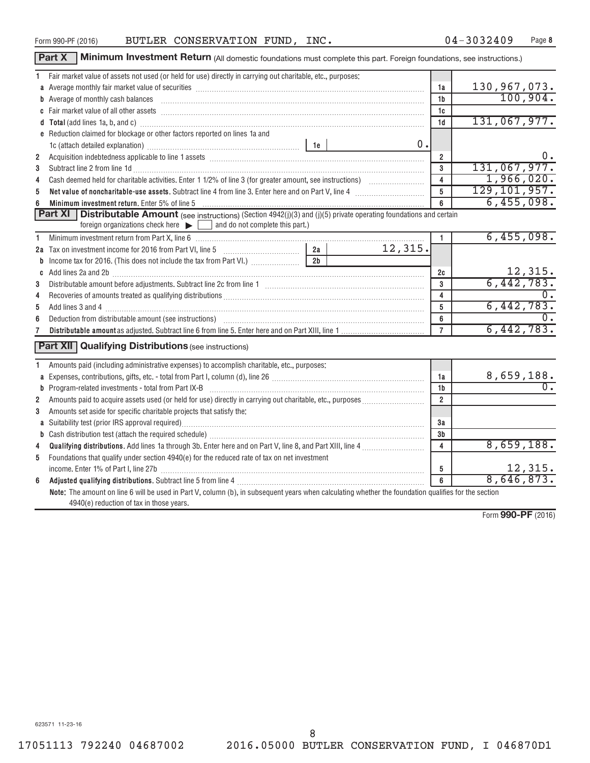Form 990-PF (2016) BUTLER CONSERVATION FUND, INC. 04-3032409

## Part X Minimum Investment Return (All domestic foundations must complete this part. Foreign foundations, see instructions.)

| | | | |
|---|---|---|---|
| **1** | Fair market value of assets not used (or held for use) directly in carrying out charitable, etc., purposes: | | |
| **a** | Average monthly fair market value of securities | 1a | 130,967,073. |
| **b** | Average of monthly cash balances | 1b | 100,904. |
| **c** | Fair market value of all other assets | 1c | |
| **d** | **Total** (add lines 1a, b, and c) | 1d | 131,067,977. |
| **e** | Reduction claimed for blockage or other factors reported on lines 1a and 1c (attach detailed explanation) — 1e: 0. | | |
| **2** | Acquisition indebtedness applicable to line 1 assets | 2 | 0. |
| **3** | Subtract line 2 from line 1d | 3 | 131,067,977. |
| **4** | Cash deemed held for charitable activities. Enter 1 1/2% of line 3 (for greater amount, see instructions) | 4 | 1,966,020. |
| **5** | **Net value of noncharitable-use assets.** Subtract line 4 from line 3. Enter here and on Part V, line 4 | 5 | 129,101,957. |
| **6** | **Minimum investment return.** Enter 5% of line 5 | 6 | 6,455,098. |

## Part XI Distributable Amount (see instructions) (Section 4942(j)(3) and (j)(5) private operating foundations and certain foreign organizations check here ▶ ☐ and do not complete this part.)

| | | | |
|---|---|---|---|
| **1** | Minimum investment return from Part X, line 6 | 1 | 6,455,098. |
| **2a** | Tax on investment income for 2016 from Part VI, line 5 — 2a: 12,315. | | |
| **b** | Income tax for 2016. (This does not include the tax from Part VI.) — 2b: | | |
| **c** | Add lines 2a and 2b | 2c | 12,315. |
| **3** | Distributable amount before adjustments. Subtract line 2c from line 1 | 3 | 6,442,783. |
| **4** | Recoveries of amounts treated as qualifying distributions | 4 | 0. |
| **5** | Add lines 3 and 4 | 5 | 6,442,783. |
| **6** | Deduction from distributable amount (see instructions) | 6 | 0. |
| **7** | **Distributable amount** as adjusted. Subtract line 6 from line 5. Enter here and on Part XIII, line 1 | 7 | 6,442,783. |

## Part XII Qualifying Distributions (see instructions)

| | | | |
|---|---|---|---|
| **1** | Amounts paid (including administrative expenses) to accomplish charitable, etc., purposes: | | |
| **a** | Expenses, contributions, gifts, etc. - total from Part I, column (d), line 26 | 1a | 8,659,188. |
| **b** | Program-related investments - total from Part IX-B | 1b | 0. |
| **2** | Amounts paid to acquire assets used (or held for use) directly in carrying out charitable, etc., purposes | 2 | |
| **3** | Amounts set aside for specific charitable projects that satisfy the: | | |
| **a** | Suitability test (prior IRS approval required) | 3a | |
| **b** | Cash distribution test (attach the required schedule) | 3b | |
| **4** | **Qualifying distributions.** Add lines 1a through 3b. Enter here and on Part V, line 8, and Part XIII, line 4 | 4 | 8,659,188. |
| **5** | Foundations that qualify under section 4940(e) for the reduced rate of tax on net investment income. Enter 1% of Part I, line 27b | 5 | 12,315. |
| **6** | **Adjusted qualifying distributions.** Subtract line 5 from line 4 | 6 | 8,646,873. |

**Note:** The amount on line 6 will be used in Part V, column (b), in subsequent years when calculating whether the foundation qualifies for the section 4940(e) reduction of tax in those years.

Form **990-PF** (2016)

623571 11-23-16

17051113 792240 04687002 2016.05000 BUTLER CONSERVATION FUND, I 046870D1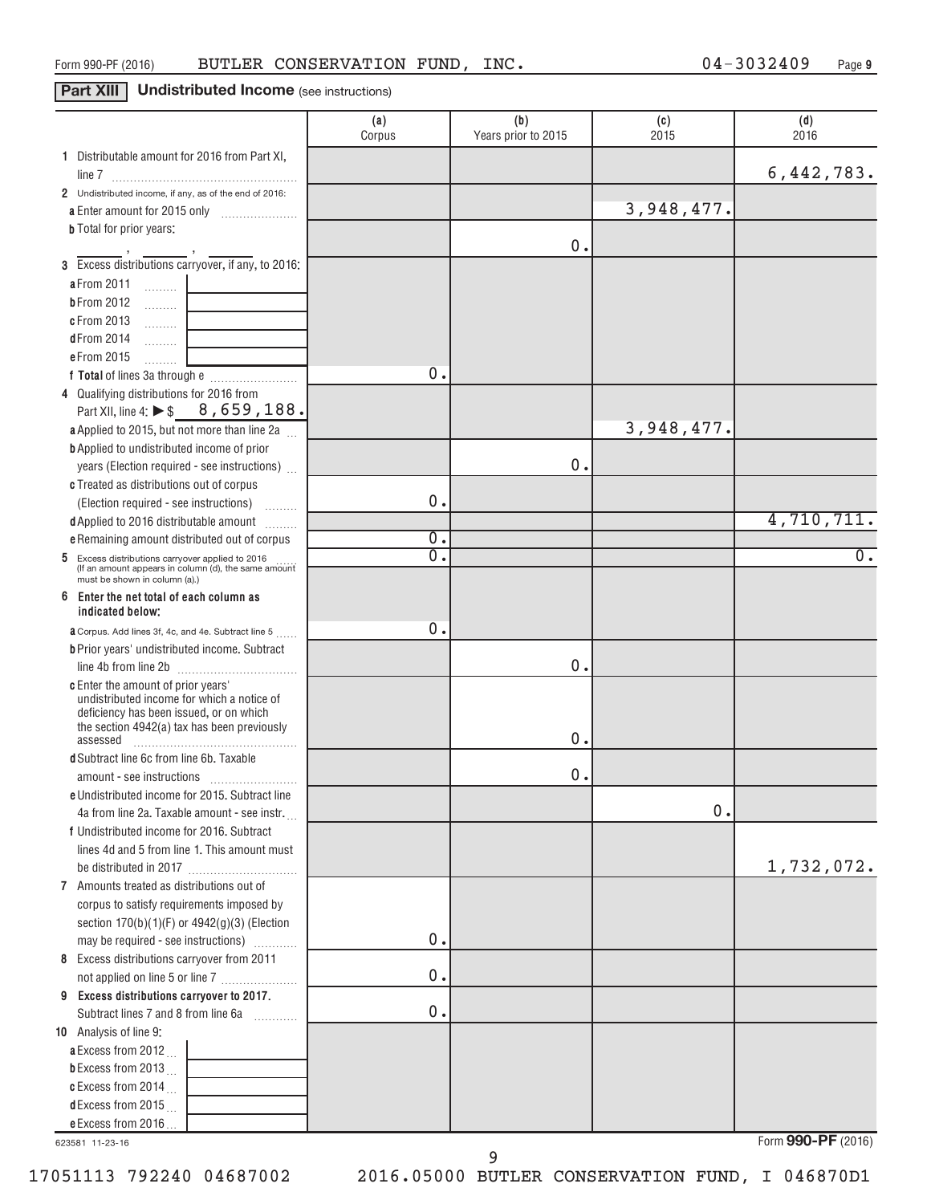Form 990-PF (2016) BUTLER CONSERVATION FUND, INC. 04-3032409

## Part XIII Undistributed Income (see instructions)

| | (a) Corpus | (b) Years prior to 2015 | (c) 2015 | (d) 2016 |
|---|---|---|---|---|
| **1** Distributable amount for 2016 from Part XI, line 7 | | | | 6,442,783. |
| **2** Undistributed income, if any, as of the end of 2016: | | | | |
| **a** Enter amount for 2015 only | | | 3,948,477. | |
| **b** Total for prior years: ____ , ____ , ____ | | 0. | | |
| **3** Excess distributions carryover, if any, to 2016: | | | | |
| **a** From 2011 | | | | |
| **b** From 2012 | | | | |
| **c** From 2013 | | | | |
| **d** From 2014 | | | | |
| **e** From 2015 | | | | |
| **f Total** of lines 3a through e | 0. | | | |
| **4** Qualifying distributions for 2016 from Part XII, line 4: ▶ $ 8,659,188. | | | | |
| **a** Applied to 2015, but not more than line 2a | | | 3,948,477. | |
| **b** Applied to undistributed income of prior years (Election required - see instructions) | | 0. | | |
| **c** Treated as distributions out of corpus (Election required - see instructions) | 0. | | | |
| **d** Applied to 2016 distributable amount | | | | 4,710,711. |
| **e** Remaining amount distributed out of corpus | 0. | | | |
| **5** Excess distributions carryover applied to 2016 (If an amount appears in column (d), the same amount must be shown in column (a).) | 0. | | | 0. |
| **6 Enter the net total of each column as indicated below:** | | | | |
| **a** Corpus. Add lines 3f, 4c, and 4e. Subtract line 5 | 0. | | | |
| **b** Prior years' undistributed income. Subtract line 4b from line 2b | | 0. | | |
| **c** Enter the amount of prior years' undistributed income for which a notice of deficiency has been issued, or on which the section 4942(a) tax has been previously assessed | | 0. | | |
| **d** Subtract line 6c from line 6b. Taxable amount - see instructions | | 0. | | |
| **e** Undistributed income for 2015. Subtract line 4a from line 2a. Taxable amount - see instr. | | | 0. | |
| **f** Undistributed income for 2016. Subtract lines 4d and 5 from line 1. This amount must be distributed in 2017 | | | | 1,732,072. |
| **7** Amounts treated as distributions out of corpus to satisfy requirements imposed by section 170(b)(1)(F) or 4942(g)(3) (Election may be required - see instructions) | 0. | | | |
| **8** Excess distributions carryover from 2011 not applied on line 5 or line 7 | 0. | | | |
| **9 Excess distributions carryover to 2017.** Subtract lines 7 and 8 from line 6a | 0. | | | |
| **10** Analysis of line 9: | | | | |
| **a** Excess from 2012 | | | | |
| **b** Excess from 2013 | | | | |
| **c** Excess from 2014 | | | | |
| **d** Excess from 2015 | | | | |
| **e** Excess from 2016 | | | | |

623581 11-23-16

Form **990-PF** (2016)

17051113 792240 04687002 2016.05000 BUTLER CONSERVATION FUND, I 046870D1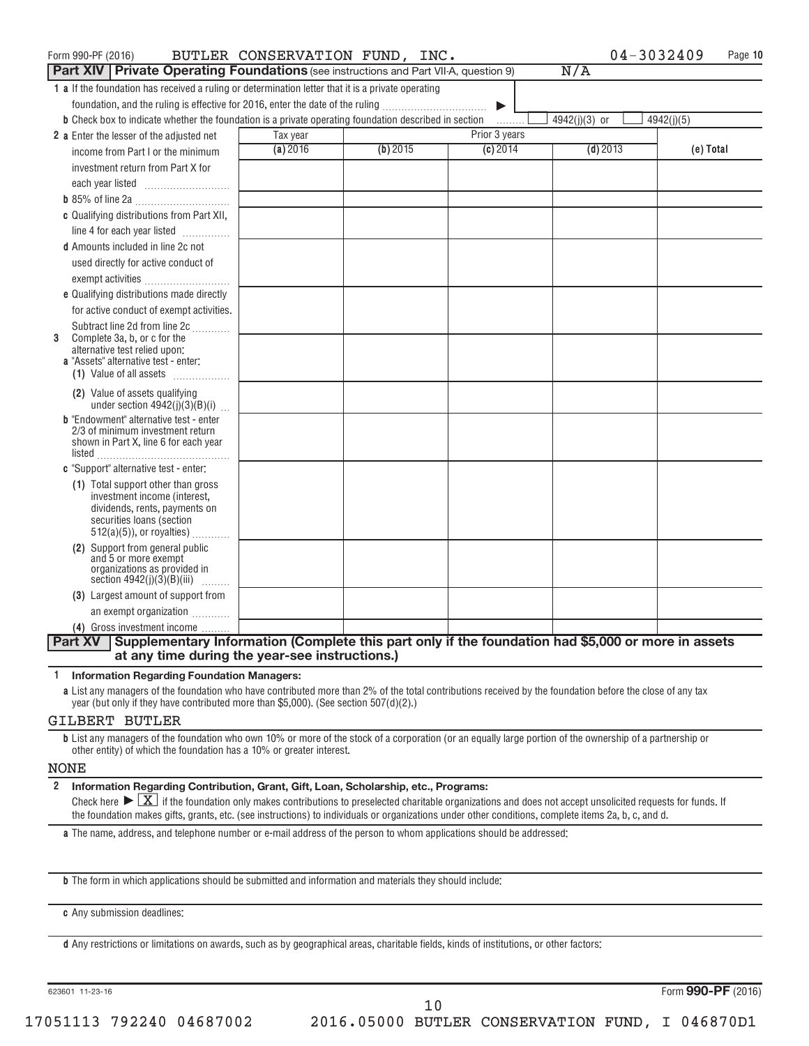Form 990-PF (2016) BUTLER CONSERVATION FUND, INC. 04-3032409

## Part XIV Private Operating Foundations (see instructions and Part VII-A, question 9) N/A

**1 a** If the foundation has received a ruling or determination letter that it is a private operating foundation, and the ruling is effective for 2016, enter the date of the ruling ▶

**b** Check box to indicate whether the foundation is a private operating foundation described in section ☐ 4942(j)(3) or ☐ 4942(j)(5)

| | Tax year | Prior 3 years | | | |
|---|---|---|---|---|---|
| | (a) 2016 | (b) 2015 | (c) 2014 | (d) 2013 | (e) Total |
| **2 a** Enter the lesser of the adjusted net income from Part I or the minimum investment return from Part X for each year listed | | | | | |
| **b** 85% of line 2a | | | | | |
| **c** Qualifying distributions from Part XII, line 4 for each year listed | | | | | |
| **d** Amounts included in line 2c not used directly for active conduct of exempt activities | | | | | |
| **e** Qualifying distributions made directly for active conduct of exempt activities. Subtract line 2d from line 2c | | | | | |
| **3** Complete 3a, b, or c for the alternative test relied upon: **a** "Assets" alternative test - enter: **(1)** Value of all assets | | | | | |
| **(2)** Value of assets qualifying under section 4942(j)(3)(B)(i) | | | | | |
| **b** "Endowment" alternative test - enter 2/3 of minimum investment return shown in Part X, line 6 for each year listed | | | | | |
| **c** "Support" alternative test - enter: **(1)** Total support other than gross investment income (interest, dividends, rents, payments on securities loans (section 512(a)(5)), or royalties) | | | | | |
| **(2)** Support from general public and 5 or more exempt organizations as provided in section 4942(j)(3)(B)(iii) | | | | | |
| **(3)** Largest amount of support from an exempt organization | | | | | |
| **(4)** Gross investment income | | | | | |

## Part XV Supplementary Information (Complete this part only if the foundation had $5,000 or more in assets at any time during the year-see instructions.)

**1 Information Regarding Foundation Managers:**

**a** List any managers of the foundation who have contributed more than 2% of the total contributions received by the foundation before the close of any tax year (but only if they have contributed more than $5,000). (See section 507(d)(2).)

GILBERT BUTLER

**b** List any managers of the foundation who own 10% or more of the stock of a corporation (or an equally large portion of the ownership of a partnership or other entity) of which the foundation has a 10% or greater interest.

NONE

**2 Information Regarding Contribution, Grant, Gift, Loan, Scholarship, etc., Programs:**

Check here ▶ ☒ if the foundation only makes contributions to preselected charitable organizations and does not accept unsolicited requests for funds. If the foundation makes gifts, grants, etc. (see instructions) to individuals or organizations under other conditions, complete items 2a, b, c, and d.

**a** The name, address, and telephone number or e-mail address of the person to whom applications should be addressed:

**b** The form in which applications should be submitted and information and materials they should include:

**c** Any submission deadlines:

**d** Any restrictions or limitations on awards, such as by geographical areas, charitable fields, kinds of institutions, or other factors:

623601 11-23-16 Form **990-PF** (2016)

17051113 792240 04687002 2016.05000 BUTLER CONSERVATION FUND, I 046870D1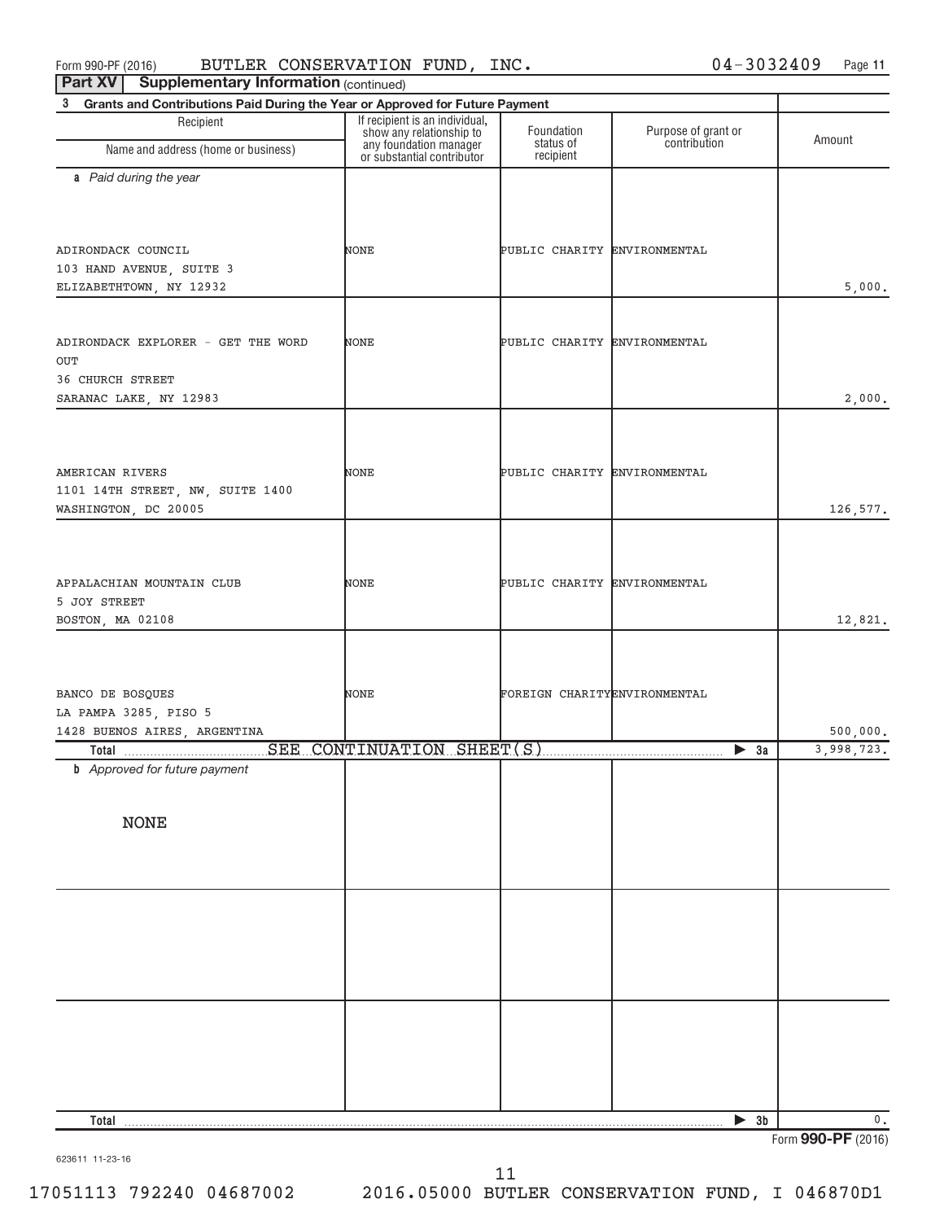Form 990-PF (2016) BUTLER CONSERVATION FUND, INC. 04-3032409 Page 11

**Part XV Supplementary Information** (continued)

**3 Grants and Contributions Paid During the Year or Approved for Future Payment**

| Recipient<br>Name and address (home or business) | If recipient is an individual, show any relationship to any foundation manager or substantial contributor | Foundation status of recipient | Purpose of grant or contribution | Amount |
|---|---|---|---|---|
| ***a** Paid during the year* | | | | |
| ADIRONDACK COUNCIL<br>103 HAND AVENUE, SUITE 3<br>ELIZABETHTOWN, NY 12932 | NONE | PUBLIC CHARITY | ENVIRONMENTAL | 5,000. |
| ADIRONDACK EXPLORER - GET THE WORD OUT<br>36 CHURCH STREET<br>SARANAC LAKE, NY 12983 | NONE | PUBLIC CHARITY | ENVIRONMENTAL | 2,000. |
| AMERICAN RIVERS<br>1101 14TH STREET, NW, SUITE 1400<br>WASHINGTON, DC 20005 | NONE | PUBLIC CHARITY | ENVIRONMENTAL | 126,577. |
| APPALACHIAN MOUNTAIN CLUB<br>5 JOY STREET<br>BOSTON, MA 02108 | NONE | PUBLIC CHARITY | ENVIRONMENTAL | 12,821. |
| BANCO DE BOSQUES<br>LA PAMPA 3285, PISO 5<br>1428 BUENOS AIRES, ARGENTINA | NONE | FOREIGN CHARITY | ENVIRONMENTAL | 500,000. |
| **Total** SEE CONTINUATION SHEET(S) | | | ▶ **3a** | 3,998,723. |
| ***b** Approved for future payment* | | | | |
| NONE | | | | |
| **Total** | | | ▶ **3b** | 0. |

623611 11-23-16

Form **990-PF** (2016)

17051113 792240 04687002 2016.05000 BUTLER CONSERVATION FUND, I 046870D1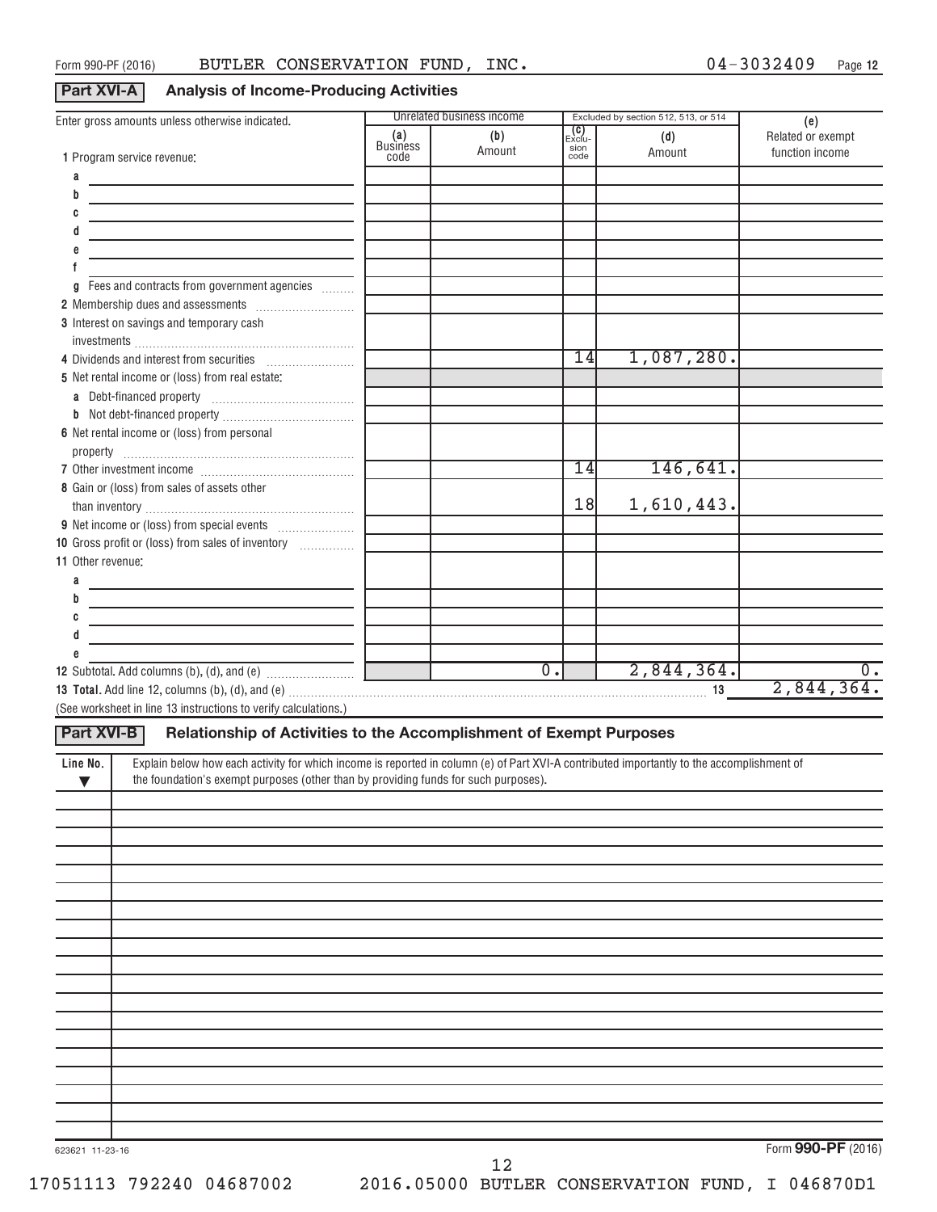Form 990-PF (2016) BUTLER CONSERVATION FUND, INC. 04-3032409

## Part XVI-A Analysis of Income-Producing Activities

| Enter gross amounts unless otherwise indicated. | Unrelated business income | | Excluded by section 512, 513, or 514 | | (e) |
|---|---|---|---|---|---|
| | (a) Business code | (b) Amount | (c) Exclusion code | (d) Amount | Related or exempt function income |
| 1 Program service revenue: | | | | | |
| a | | | | | |
| b | | | | | |
| c | | | | | |
| d | | | | | |
| e | | | | | |
| f | | | | | |
| g Fees and contracts from government agencies | | | | | |
| 2 Membership dues and assessments | | | | | |
| 3 Interest on savings and temporary cash investments | | | | | |
| 4 Dividends and interest from securities | | | 14 | 1,087,280. | |
| 5 Net rental income or (loss) from real estate: | | | | | |
| a Debt-financed property | | | | | |
| b Not debt-financed property | | | | | |
| 6 Net rental income or (loss) from personal property | | | | | |
| 7 Other investment income | | | 14 | 146,641. | |
| 8 Gain or (loss) from sales of assets other than inventory | | | 18 | 1,610,443. | |
| 9 Net income or (loss) from special events | | | | | |
| 10 Gross profit or (loss) from sales of inventory | | | | | |
| 11 Other revenue: | | | | | |
| a | | | | | |
| b | | | | | |
| c | | | | | |
| d | | | | | |
| e | | | | | |
| 12 Subtotal. Add columns (b), (d), and (e) | | 0. | | 2,844,364. | 0. |
| 13 Total. Add line 12, columns (b), (d), and (e) | | | | 13 | 2,844,364. |

(See worksheet in line 13 instructions to verify calculations.)

## Part XVI-B Relationship of Activities to the Accomplishment of Exempt Purposes

| Line No. ▼ | Explain below how each activity for which income is reported in column (e) of Part XVI-A contributed importantly to the accomplishment of the foundation's exempt purposes (other than by providing funds for such purposes). |
|---|---|
| | |

623621 11-23-16

Form **990-PF** (2016)

17051113 792240 04687002 2016.05000 BUTLER CONSERVATION FUND, I 046870D1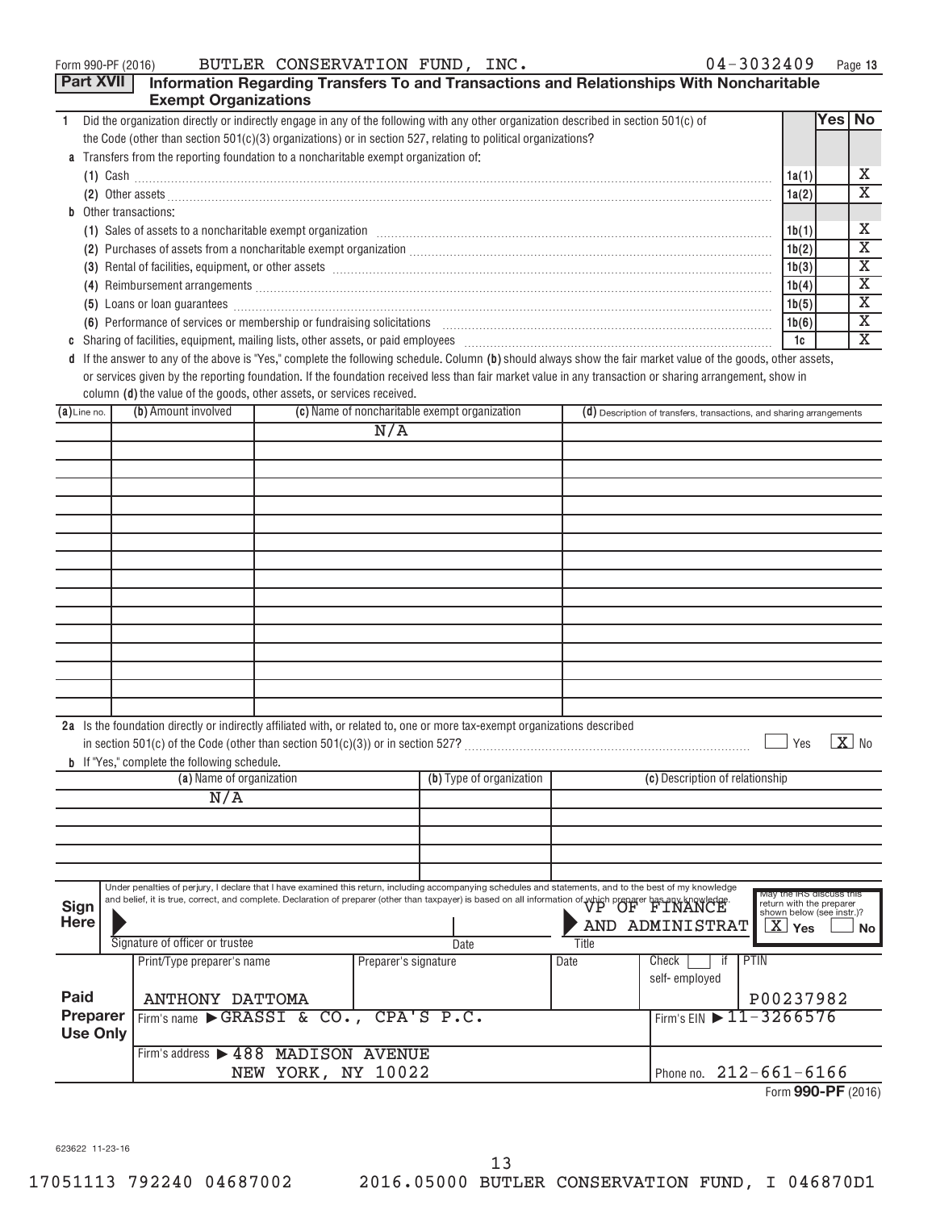Form 990-PF (2016) BUTLER CONSERVATION FUND, INC. 04-3032409

## Part XVII Information Regarding Transfers To and Transactions and Relationships With Noncharitable Exempt Organizations

| | | Yes | No |
|---|---|---|---|
| **1** Did the organization directly or indirectly engage in any of the following with any other organization described in section 501(c) of the Code (other than section 501(c)(3) organizations) or in section 527, relating to political organizations? | | | |
| **a** Transfers from the reporting foundation to a noncharitable exempt organization of: | | | |
| (1) Cash | 1a(1) | | X |
| (2) Other assets | 1a(2) | | X |
| **b** Other transactions: | | | |
| (1) Sales of assets to a noncharitable exempt organization | 1b(1) | | X |
| (2) Purchases of assets from a noncharitable exempt organization | 1b(2) | | X |
| (3) Rental of facilities, equipment, or other assets | 1b(3) | | X |
| (4) Reimbursement arrangements | 1b(4) | | X |
| (5) Loans or loan guarantees | 1b(5) | | X |
| (6) Performance of services or membership or fundraising solicitations | 1b(6) | | X |
| **c** Sharing of facilities, equipment, mailing lists, other assets, or paid employees | 1c | | X |

**d** If the answer to any of the above is "Yes," complete the following schedule. Column **(b)** should always show the fair market value of the goods, other assets, or services given by the reporting foundation. If the foundation received less than fair market value in any transaction or sharing arrangement, show in column **(d)** the value of the goods, other assets, or services received.

| (a) Line no. | (b) Amount involved | (c) Name of noncharitable exempt organization | (d) Description of transfers, transactions, and sharing arrangements |
|---|---|---|---|
| | | N/A | |

**2a** Is the foundation directly or indirectly affiliated with, or related to, one or more tax-exempt organizations described in section 501(c) of the Code (other than section 501(c)(3)) or in section 527? ☐ Yes ☒ No

**b** If "Yes," complete the following schedule.

| (a) Name of organization | (b) Type of organization | (c) Description of relationship |
|---|---|---|
| N/A | | |

**Sign Here**

Under penalties of perjury, I declare that I have examined this return, including accompanying schedules and statements, and to the best of my knowledge and belief, it is true, correct, and complete. Declaration of preparer (other than taxpayer) is based on all information of which preparer has any knowledge.

Signature of officer or trustee | Date | Title: VP OF FINANCE AND ADMINISTRAT

May the IRS discuss this return with the preparer shown below (see instr.)? ☒ Yes ☐ No

**Paid Preparer Use Only**

| Print/Type preparer's name | Preparer's signature | Date | Check ☐ if self-employed | PTIN |
|---|---|---|---|---|
| ANTHONY DATTOMA | | | | P00237982 |

Firm's name ▶ GRASSI & CO., CPA'S P.C. — Firm's EIN ▶ 11-3266576

Firm's address ▶ 488 MADISON AVENUE, NEW YORK, NY 10022 — Phone no. 212-661-6166

Form **990-PF** (2016)

623622 11-23-16

17051113 792240 04687002 2016.05000 BUTLER CONSERVATION FUND, I 046870D1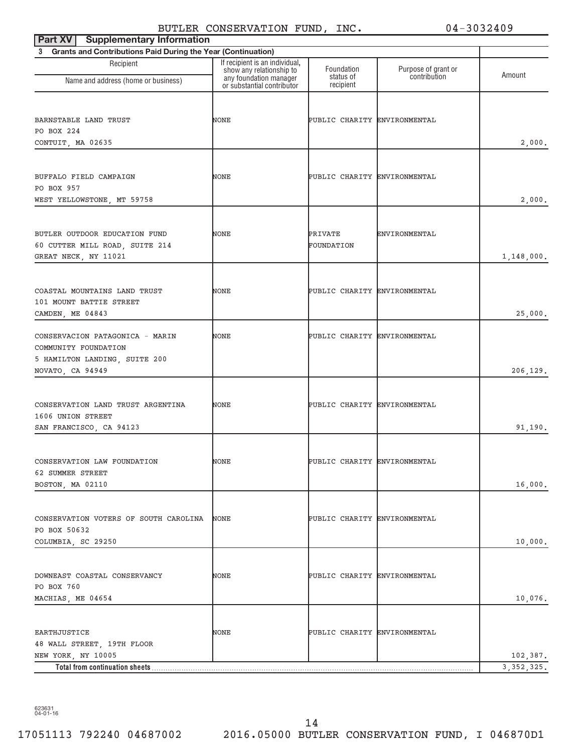BUTLER CONSERVATION FUND, INC. 04-3032409

**Part XV Supplementary Information**

**3 Grants and Contributions Paid During the Year (Continuation)**

| Recipient Name and address (home or business) | If recipient is an individual, show any relationship to any foundation manager or substantial contributor | Foundation status of recipient | Purpose of grant or contribution | Amount |
|---|---|---|---|---|
| BARNSTABLE LAND TRUST<br>PO BOX 224<br>CONTUIT, MA 02635 | NONE | PUBLIC CHARITY | ENVIRONMENTAL | 2,000. |
| BUFFALO FIELD CAMPAIGN<br>PO BOX 957<br>WEST YELLOWSTONE, MT 59758 | NONE | PUBLIC CHARITY | ENVIRONMENTAL | 2,000. |
| BUTLER OUTDOOR EDUCATION FUND<br>60 CUTTER MILL ROAD, SUITE 214<br>GREAT NECK, NY 11021 | NONE | PRIVATE FOUNDATION | ENVIRONMENTAL | 1,148,000. |
| COASTAL MOUNTAINS LAND TRUST<br>101 MOUNT BATTIE STREET<br>CAMDEN, ME 04843 | NONE | PUBLIC CHARITY | ENVIRONMENTAL | 25,000. |
| CONSERVACION PATAGONICA - MARIN COMMUNITY FOUNDATION<br>5 HAMILTON LANDING, SUITE 200<br>NOVATO, CA 94949 | NONE | PUBLIC CHARITY | ENVIRONMENTAL | 206,129. |
| CONSERVATION LAND TRUST ARGENTINA<br>1606 UNION STREET<br>SAN FRANCISCO, CA 94123 | NONE | PUBLIC CHARITY | ENVIRONMENTAL | 91,190. |
| CONSERVATION LAW FOUNDATION<br>62 SUMMER STREET<br>BOSTON, MA 02110 | NONE | PUBLIC CHARITY | ENVIRONMENTAL | 16,000. |
| CONSERVATION VOTERS OF SOUTH CAROLINA<br>PO BOX 50632<br>COLUMBIA, SC 29250 | NONE | PUBLIC CHARITY | ENVIRONMENTAL | 10,000. |
| DOWNEAST COASTAL CONSERVANCY<br>PO BOX 760<br>MACHIAS, ME 04654 | NONE | PUBLIC CHARITY | ENVIRONMENTAL | 10,076. |
| EARTHJUSTICE<br>48 WALL STREET, 19TH FLOOR<br>NEW YORK, NY 10005 | NONE | PUBLIC CHARITY | ENVIRONMENTAL | 102,387. |
| **Total from continuation sheets** | | | | 3,352,325. |

623631 04-01-16

17051113 792240 04687002 2016.05000 BUTLER CONSERVATION FUND, I 046870D1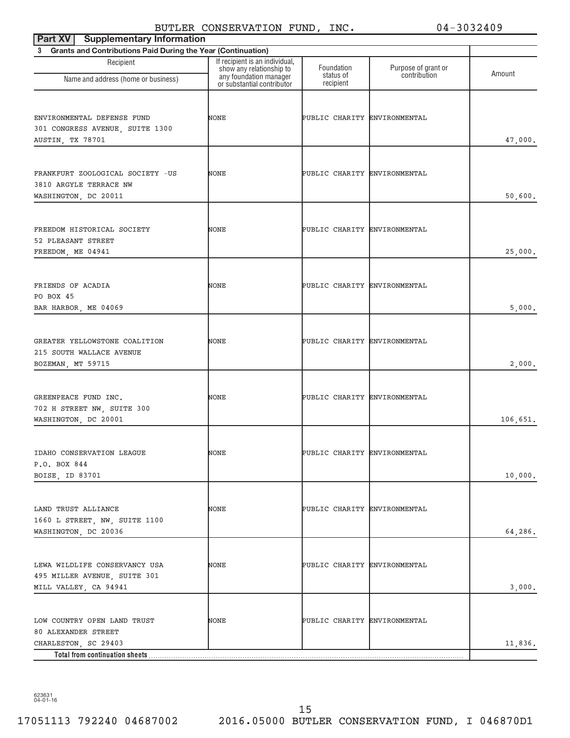BUTLER CONSERVATION FUND, INC. 04-3032409

**Part XV Supplementary Information**

**3 Grants and Contributions Paid During the Year (Continuation)**

| Recipient Name and address (home or business) | If recipient is an individual, show any relationship to any foundation manager or substantial contributor | Foundation status of recipient | Purpose of grant or contribution | Amount |
|---|---|---|---|---|
| ENVIRONMENTAL DEFENSE FUND<br>301 CONGRESS AVENUE, SUITE 1300<br>AUSTIN, TX 78701 | NONE | PUBLIC CHARITY | ENVIRONMENTAL | 47,000. |
| FRANKFURT ZOOLOGICAL SOCIETY -US<br>3810 ARGYLE TERRACE NW<br>WASHINGTON, DC 20011 | NONE | PUBLIC CHARITY | ENVIRONMENTAL | 50,600. |
| FREEDOM HISTORICAL SOCIETY<br>52 PLEASANT STREET<br>FREEDOM, ME 04941 | NONE | PUBLIC CHARITY | ENVIRONMENTAL | 25,000. |
| FRIENDS OF ACADIA<br>PO BOX 45<br>BAR HARBOR, ME 04069 | NONE | PUBLIC CHARITY | ENVIRONMENTAL | 5,000. |
| GREATER YELLOWSTONE COALITION<br>215 SOUTH WALLACE AVENUE<br>BOZEMAN, MT 59715 | NONE | PUBLIC CHARITY | ENVIRONMENTAL | 2,000. |
| GREENPEACE FUND INC.<br>702 H STREET NW, SUITE 300<br>WASHINGTON, DC 20001 | NONE | PUBLIC CHARITY | ENVIRONMENTAL | 106,651. |
| IDAHO CONSERVATION LEAGUE<br>P.O. BOX 844<br>BOISE, ID 83701 | NONE | PUBLIC CHARITY | ENVIRONMENTAL | 10,000. |
| LAND TRUST ALLIANCE<br>1660 L STREET, NW, SUITE 1100<br>WASHINGTON, DC 20036 | NONE | PUBLIC CHARITY | ENVIRONMENTAL | 64,286. |
| LEWA WILDLIFE CONSERVANCY USA<br>495 MILLER AVENUE, SUITE 301<br>MILL VALLEY, CA 94941 | NONE | PUBLIC CHARITY | ENVIRONMENTAL | 3,000. |
| LOW COUNTRY OPEN LAND TRUST<br>80 ALEXANDER STREET<br>CHARLESTON, SC 29403 | NONE | PUBLIC CHARITY | ENVIRONMENTAL | 11,836. |
| **Total from continuation sheets** | | | | |

623631 04-01-16

17051113 792240 04687002 2016.05000 BUTLER CONSERVATION FUND, I 046870D1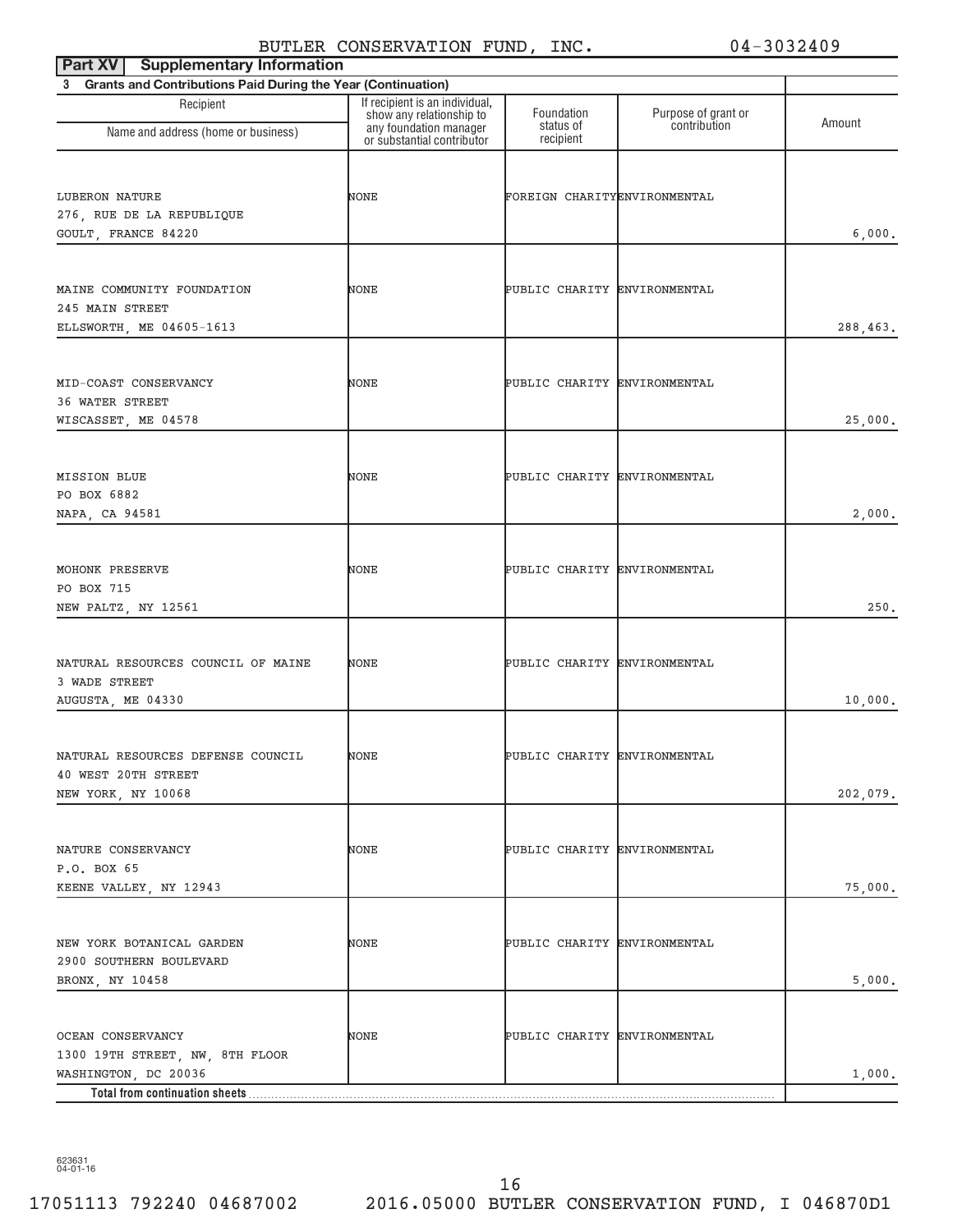BUTLER CONSERVATION FUND, INC. 04-3032409

**Part XV | Supplementary Information**

**3 Grants and Contributions Paid During the Year (Continuation)**

| Recipient<br>Name and address (home or business) | If recipient is an individual, show any relationship to any foundation manager or substantial contributor | Foundation status of recipient | Purpose of grant or contribution | Amount |
|---|---|---|---|---|
| LUBERON NATURE<br>276, RUE DE LA REPUBLIQUE<br>GOULT, FRANCE 84220 | NONE | FOREIGN CHARITY | ENVIRONMENTAL | 6,000. |
| MAINE COMMUNITY FOUNDATION<br>245 MAIN STREET<br>ELLSWORTH, ME 04605-1613 | NONE | PUBLIC CHARITY | ENVIRONMENTAL | 288,463. |
| MID-COAST CONSERVANCY<br>36 WATER STREET<br>WISCASSET, ME 04578 | NONE | PUBLIC CHARITY | ENVIRONMENTAL | 25,000. |
| MISSION BLUE<br>PO BOX 6882<br>NAPA, CA 94581 | NONE | PUBLIC CHARITY | ENVIRONMENTAL | 2,000. |
| MOHONK PRESERVE<br>PO BOX 715<br>NEW PALTZ, NY 12561 | NONE | PUBLIC CHARITY | ENVIRONMENTAL | 250. |
| NATURAL RESOURCES COUNCIL OF MAINE<br>3 WADE STREET<br>AUGUSTA, ME 04330 | NONE | PUBLIC CHARITY | ENVIRONMENTAL | 10,000. |
| NATURAL RESOURCES DEFENSE COUNCIL<br>40 WEST 20TH STREET<br>NEW YORK, NY 10068 | NONE | PUBLIC CHARITY | ENVIRONMENTAL | 202,079. |
| NATURE CONSERVANCY<br>P.O. BOX 65<br>KEENE VALLEY, NY 12943 | NONE | PUBLIC CHARITY | ENVIRONMENTAL | 75,000. |
| NEW YORK BOTANICAL GARDEN<br>2900 SOUTHERN BOULEVARD<br>BRONX, NY 10458 | NONE | PUBLIC CHARITY | ENVIRONMENTAL | 5,000. |
| OCEAN CONSERVANCY<br>1300 19TH STREET, NW, 8TH FLOOR<br>WASHINGTON, DC 20036 | NONE | PUBLIC CHARITY | ENVIRONMENTAL | 1,000. |
| **Total from continuation sheets** | | | | |

623631
04-01-16

17051113 792240 04687002 2016.05000 BUTLER CONSERVATION FUND, I 046870D1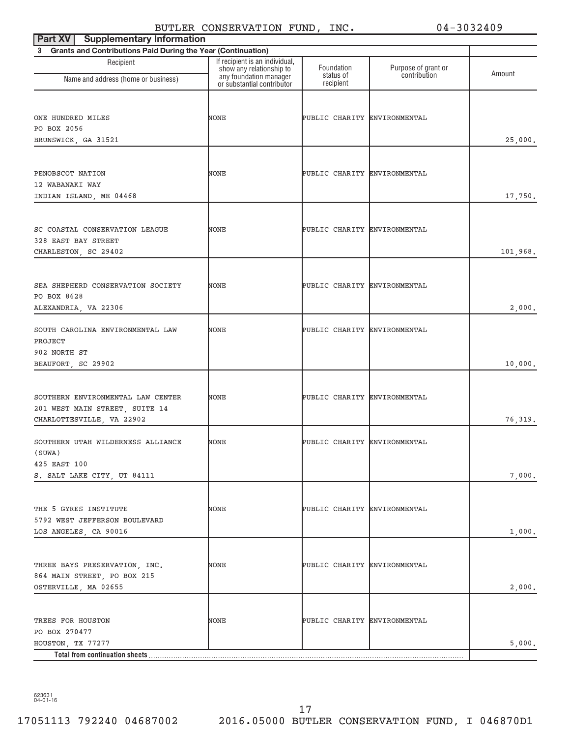BUTLER CONSERVATION FUND, INC. 04-3032409

**Part XV Supplementary Information**

**3 Grants and Contributions Paid During the Year (Continuation)**

| Recipient Name and address (home or business) | If recipient is an individual, show any relationship to any foundation manager or substantial contributor | Foundation status of recipient | Purpose of grant or contribution | Amount |
|---|---|---|---|---|
| ONE HUNDRED MILES<br>PO BOX 2056<br>BRUNSWICK, GA 31521 | NONE | PUBLIC CHARITY | ENVIRONMENTAL | 25,000. |
| PENOBSCOT NATION<br>12 WABANAKI WAY<br>INDIAN ISLAND, ME 04468 | NONE | PUBLIC CHARITY | ENVIRONMENTAL | 17,750. |
| SC COASTAL CONSERVATION LEAGUE<br>328 EAST BAY STREET<br>CHARLESTON, SC 29402 | NONE | PUBLIC CHARITY | ENVIRONMENTAL | 101,968. |
| SEA SHEPHERD CONSERVATION SOCIETY<br>PO BOX 8628<br>ALEXANDRIA, VA 22306 | NONE | PUBLIC CHARITY | ENVIRONMENTAL | 2,000. |
| SOUTH CAROLINA ENVIRONMENTAL LAW PROJECT<br>902 NORTH ST<br>BEAUFORT, SC 29902 | NONE | PUBLIC CHARITY | ENVIRONMENTAL | 10,000. |
| SOUTHERN ENVIRONMENTAL LAW CENTER<br>201 WEST MAIN STREET, SUITE 14<br>CHARLOTTESVILLE, VA 22902 | NONE | PUBLIC CHARITY | ENVIRONMENTAL | 76,319. |
| SOUTHERN UTAH WILDERNESS ALLIANCE (SUWA)<br>425 EAST 100<br>S. SALT LAKE CITY, UT 84111 | NONE | PUBLIC CHARITY | ENVIRONMENTAL | 7,000. |
| THE 5 GYRES INSTITUTE<br>5792 WEST JEFFERSON BOULEVARD<br>LOS ANGELES, CA 90016 | NONE | PUBLIC CHARITY | ENVIRONMENTAL | 1,000. |
| THREE BAYS PRESERVATION, INC.<br>864 MAIN STREET, PO BOX 215<br>OSTERVILLE, MA 02655 | NONE | PUBLIC CHARITY | ENVIRONMENTAL | 2,000. |
| TREES FOR HOUSTON<br>PO BOX 270477<br>HOUSTON, TX 77277 | NONE | PUBLIC CHARITY | ENVIRONMENTAL | 5,000. |
| **Total from continuation sheets** | | | | |

623631 04-01-16

17051113 792240 04687002 2016.05000 BUTLER CONSERVATION FUND, I 046870D1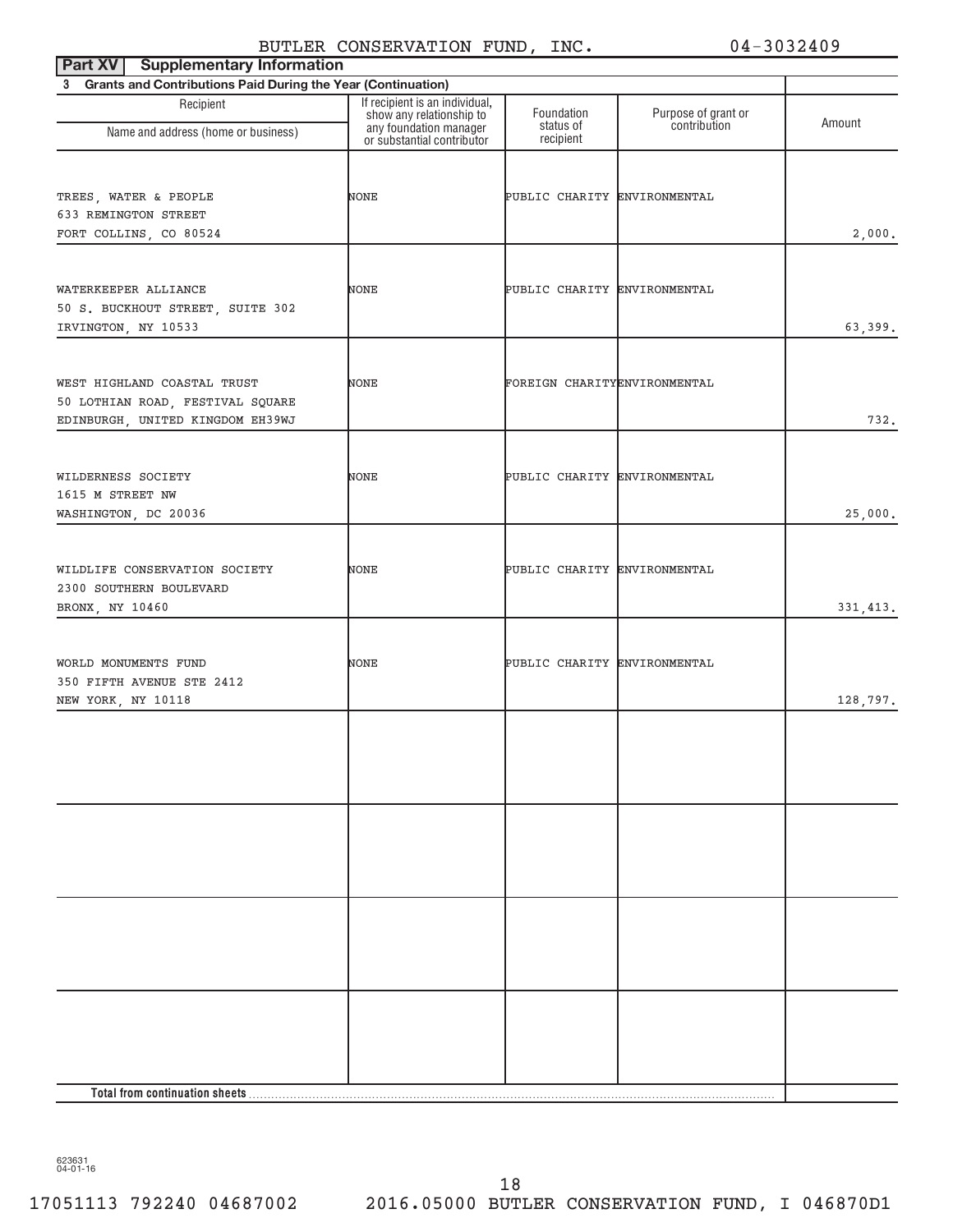BUTLER CONSERVATION FUND, INC. 04-3032409

**Part XV | Supplementary Information**

**3 Grants and Contributions Paid During the Year (Continuation)**

| Recipient Name and address (home or business) | If recipient is an individual, show any relationship to any foundation manager or substantial contributor | Foundation status of recipient | Purpose of grant or contribution | Amount |
|---|---|---|---|---|
| TREES, WATER & PEOPLE<br>633 REMINGTON STREET<br>FORT COLLINS, CO 80524 | NONE | PUBLIC CHARITY | ENVIRONMENTAL | 2,000. |
| WATERKEEPER ALLIANCE<br>50 S. BUCKHOUT STREET, SUITE 302<br>IRVINGTON, NY 10533 | NONE | PUBLIC CHARITY | ENVIRONMENTAL | 63,399. |
| WEST HIGHLAND COASTAL TRUST<br>50 LOTHIAN ROAD, FESTIVAL SQUARE<br>EDINBURGH, UNITED KINGDOM EH39WJ | NONE | FOREIGN CHARITY | ENVIRONMENTAL | 732. |
| WILDERNESS SOCIETY<br>1615 M STREET NW<br>WASHINGTON, DC 20036 | NONE | PUBLIC CHARITY | ENVIRONMENTAL | 25,000. |
| WILDLIFE CONSERVATION SOCIETY<br>2300 SOUTHERN BOULEVARD<br>BRONX, NY 10460 | NONE | PUBLIC CHARITY | ENVIRONMENTAL | 331,413. |
| WORLD MONUMENTS FUND<br>350 FIFTH AVENUE STE 2412<br>NEW YORK, NY 10118 | NONE | PUBLIC CHARITY | ENVIRONMENTAL | 128,797. |
| | | | | |
| | | | | |
| | | | | |
| | | | | |
| **Total from continuation sheets** | | | | |

623631
04-01-16

17051113 792240 04687002 2016.05000 BUTLER CONSERVATION FUND, I 046870D1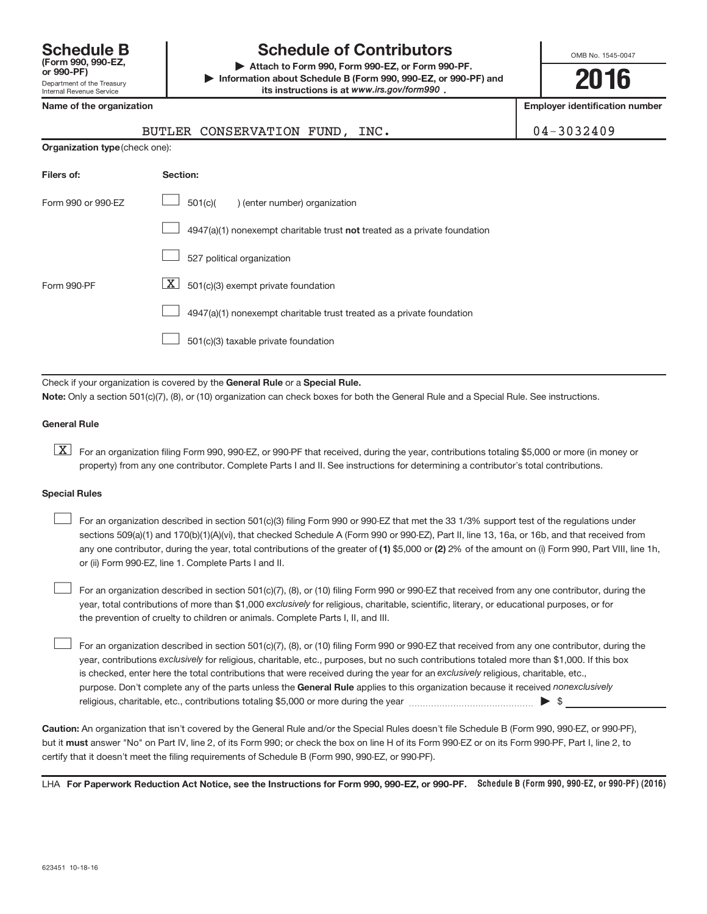# Schedule B (Form 990, 990-EZ, or 990-PF)

Department of the Treasury
Internal Revenue Service

## Schedule of Contributors

▶ Attach to Form 990, Form 990-EZ, or Form 990-PF.
▶ Information about Schedule B (Form 990, 990-EZ, or 990-PF) and its instructions is at *www.irs.gov/form990* .

OMB No. 1545-0047

**2016**

| Name of the organization | Employer identification number |
|---|---|
| BUTLER CONSERVATION FUND, INC. | 04-3032409 |

**Organization type** (check one):

| Filers of: | Section: |
|---|---|
| Form 990 or 990-EZ | ☐ 501(c)( ) (enter number) organization |
| | ☐ 4947(a)(1) nonexempt charitable trust **not** treated as a private foundation |
| | ☐ 527 political organization |
| Form 990-PF | ☒ 501(c)(3) exempt private foundation |
| | ☐ 4947(a)(1) nonexempt charitable trust treated as a private foundation |
| | ☐ 501(c)(3) taxable private foundation |

Check if your organization is covered by the **General Rule** or a **Special Rule.**

**Note:** Only a section 501(c)(7), (8), or (10) organization can check boxes for both the General Rule and a Special Rule. See instructions.

### General Rule

☒ For an organization filing Form 990, 990-EZ, or 990-PF that received, during the year, contributions totaling $5,000 or more (in money or property) from any one contributor. Complete Parts I and II. See instructions for determining a contributor's total contributions.

### Special Rules

☐ For an organization described in section 501(c)(3) filing Form 990 or 990-EZ that met the 33 1/3% support test of the regulations under sections 509(a)(1) and 170(b)(1)(A)(vi), that checked Schedule A (Form 990 or 990-EZ), Part II, line 13, 16a, or 16b, and that received from any one contributor, during the year, total contributions of the greater of **(1)** $5,000 or **(2)** 2% of the amount on (i) Form 990, Part VIII, line 1h, or (ii) Form 990-EZ, line 1. Complete Parts I and II.

☐ For an organization described in section 501(c)(7), (8), or (10) filing Form 990 or 990-EZ that received from any one contributor, during the year, total contributions of more than $1,000 *exclusively* for religious, charitable, scientific, literary, or educational purposes, or for the prevention of cruelty to children or animals. Complete Parts I, II, and III.

☐ For an organization described in section 501(c)(7), (8), or (10) filing Form 990 or 990-EZ that received from any one contributor, during the year, contributions *exclusively* for religious, charitable, etc., purposes, but no such contributions totaled more than $1,000. If this box is checked, enter here the total contributions that were received during the year for an *exclusively* religious, charitable, etc., purpose. Don't complete any of the parts unless the **General Rule** applies to this organization because it received *nonexclusively* religious, charitable, etc., contributions totaling $5,000 or more during the year ▶ $ ____________

**Caution:** An organization that isn't covered by the General Rule and/or the Special Rules doesn't file Schedule B (Form 990, 990-EZ, or 990-PF), but it **must** answer "No" on Part IV, line 2, of its Form 990; or check the box on line H of its Form 990-EZ or on its Form 990-PF, Part I, line 2, to certify that it doesn't meet the filing requirements of Schedule B (Form 990, 990-EZ, or 990-PF).

LHA **For Paperwork Reduction Act Notice, see the Instructions for Form 990, 990-EZ, or 990-PF.** **Schedule B (Form 990, 990-EZ, or 990-PF) (2016)**

623451 10-18-16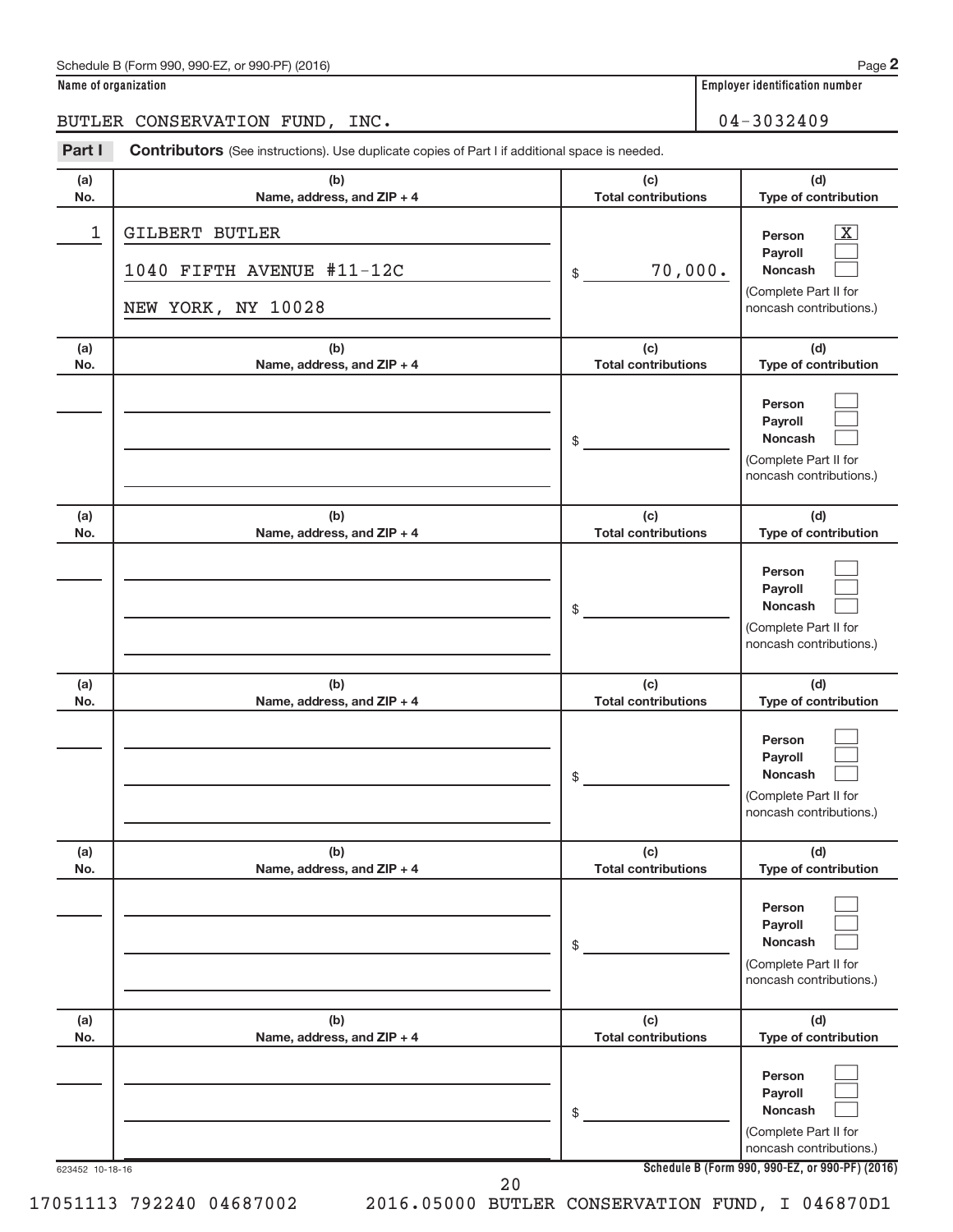Schedule B (Form 990, 990-EZ, or 990-PF) (2016) Page **2**

**Name of organization** | **Employer identification number**

BUTLER CONSERVATION FUND, INC. | 04-3032409

**Part I** **Contributors** (See instructions). Use duplicate copies of Part I if additional space is needed.

| (a) No. | (b) Name, address, and ZIP + 4 | (c) Total contributions | (d) Type of contribution |
|---|---|---|---|
| 1 | GILBERT BUTLER<br>1040 FIFTH AVENUE #11-12C<br>NEW YORK, NY 10028 | $ 70,000. | Person [X]<br>Payroll [ ]<br>Noncash [ ]<br>(Complete Part II for noncash contributions.) |
| | | $ | Person [ ]<br>Payroll [ ]<br>Noncash [ ]<br>(Complete Part II for noncash contributions.) |
| | | $ | Person [ ]<br>Payroll [ ]<br>Noncash [ ]<br>(Complete Part II for noncash contributions.) |
| | | $ | Person [ ]<br>Payroll [ ]<br>Noncash [ ]<br>(Complete Part II for noncash contributions.) |
| | | $ | Person [ ]<br>Payroll [ ]<br>Noncash [ ]<br>(Complete Part II for noncash contributions.) |
| | | $ | Person [ ]<br>Payroll [ ]<br>Noncash [ ]<br>(Complete Part II for noncash contributions.) |

623452 10-18-16 **Schedule B (Form 990, 990-EZ, or 990-PF) (2016)**

17051113 792240 04687002 2016.05000 BUTLER CONSERVATION FUND, I 046870D1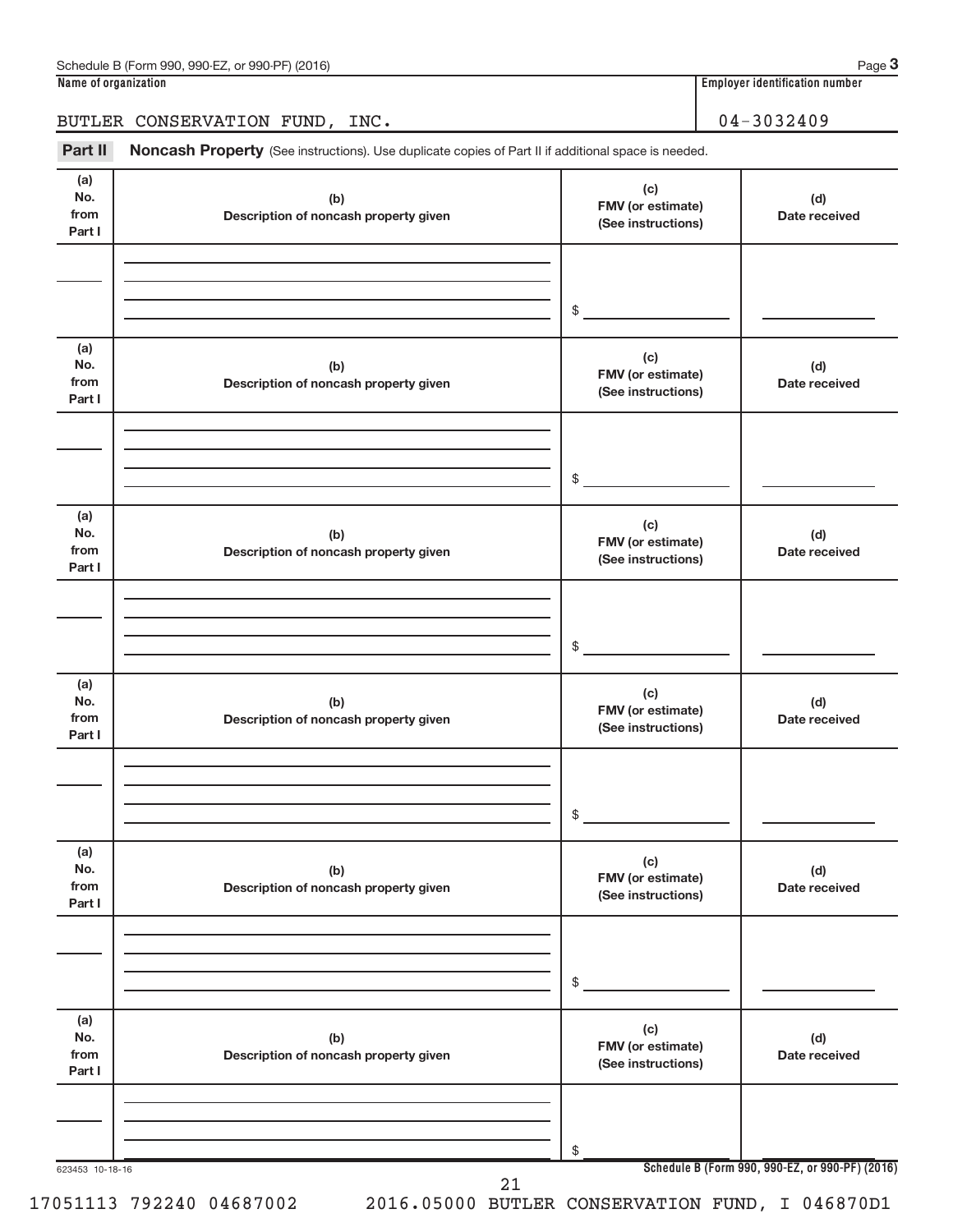Schedule B (Form 990, 990-EZ, or 990-PF) (2016) Page **3**

**Name of organization**

BUTLER CONSERVATION FUND, INC.

**Employer identification number**

04-3032409

**Part II** **Noncash Property** (See instructions). Use duplicate copies of Part II if additional space is needed.

| (a) No. from Part I | (b) Description of noncash property given | (c) FMV (or estimate) (See instructions) | (d) Date received |
|---|---|---|---|
| | | $ | |

| (a) No. from Part I | (b) Description of noncash property given | (c) FMV (or estimate) (See instructions) | (d) Date received |
|---|---|---|---|
| | | $ | |

| (a) No. from Part I | (b) Description of noncash property given | (c) FMV (or estimate) (See instructions) | (d) Date received |
|---|---|---|---|
| | | $ | |

| (a) No. from Part I | (b) Description of noncash property given | (c) FMV (or estimate) (See instructions) | (d) Date received |
|---|---|---|---|
| | | $ | |

| (a) No. from Part I | (b) Description of noncash property given | (c) FMV (or estimate) (See instructions) | (d) Date received |
|---|---|---|---|
| | | $ | |

| (a) No. from Part I | (b) Description of noncash property given | (c) FMV (or estimate) (See instructions) | (d) Date received |
|---|---|---|---|
| | | $ | |

623453 10-18-16

**Schedule B (Form 990, 990-EZ, or 990-PF) (2016)**

17051113 792240 04687002 2016.05000 BUTLER CONSERVATION FUND, I 046870D1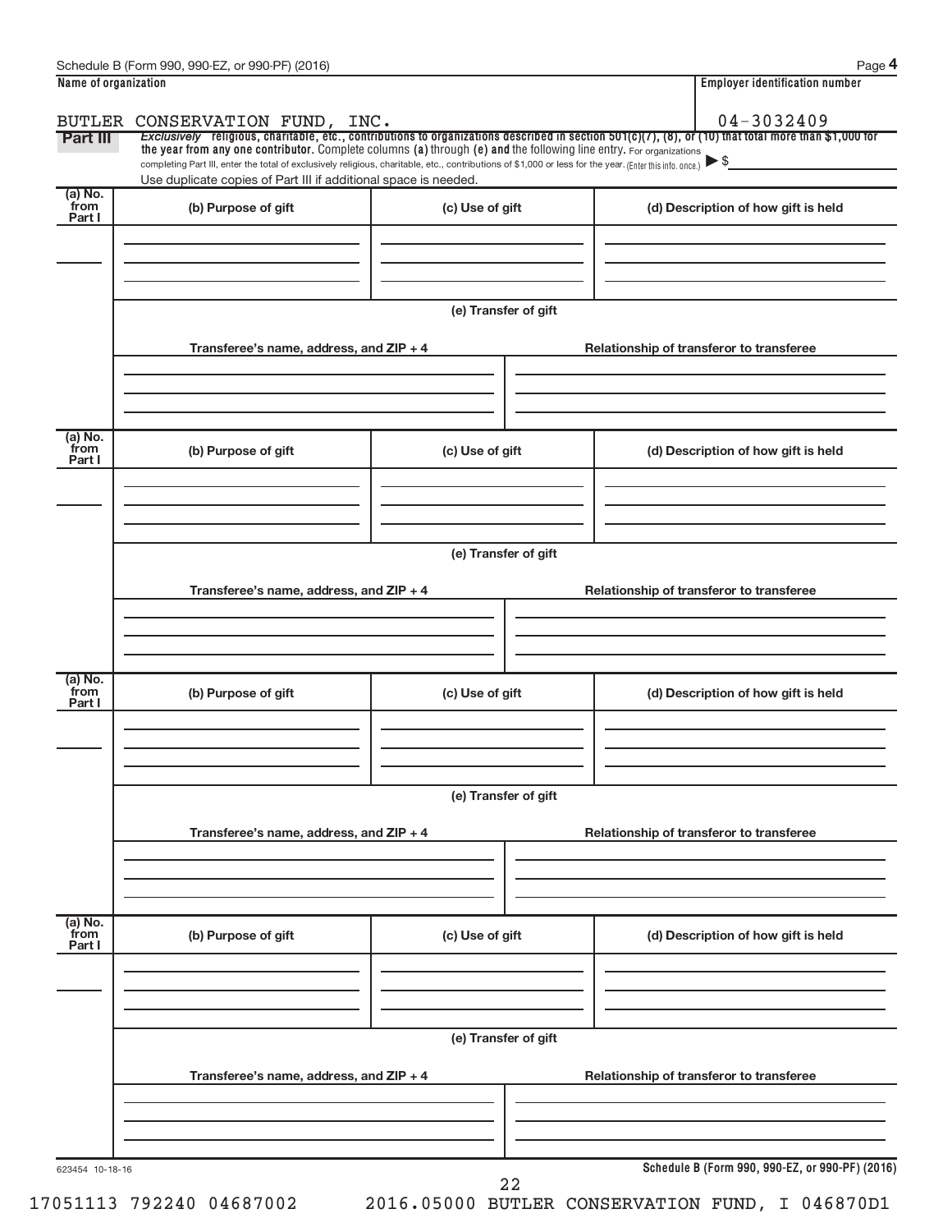**Name of organization**

BUTLER CONSERVATION FUND, INC.

**Employer identification number**

04-3032409

**Part III** *Exclusively* religious, charitable, etc., contributions to organizations described in section 501(c)(7), (8), or (10) that total more than $1,000 for the year from any one contributor. Complete columns (a) through (e) and the following line entry. For organizations completing Part III, enter the total of exclusively religious, charitable, etc., contributions of $1,000 or less for the year. (Enter this info. once.) ▶ $

Use duplicate copies of Part III if additional space is needed.

| (a) No. from Part I | (b) Purpose of gift | (c) Use of gift | (d) Description of how gift is held |
|---|---|---|---|
| | | | |

(e) Transfer of gift

| Transferee's name, address, and ZIP + 4 | Relationship of transferor to transferee |
|---|---|
| | |

| (a) No. from Part I | (b) Purpose of gift | (c) Use of gift | (d) Description of how gift is held |
|---|---|---|---|
| | | | |

(e) Transfer of gift

| Transferee's name, address, and ZIP + 4 | Relationship of transferor to transferee |
|---|---|
| | |

| (a) No. from Part I | (b) Purpose of gift | (c) Use of gift | (d) Description of how gift is held |
|---|---|---|---|
| | | | |

(e) Transfer of gift

| Transferee's name, address, and ZIP + 4 | Relationship of transferor to transferee |
|---|---|
| | |

| (a) No. from Part I | (b) Purpose of gift | (c) Use of gift | (d) Description of how gift is held |
|---|---|---|---|
| | | | |

(e) Transfer of gift

| Transferee's name, address, and ZIP + 4 | Relationship of transferor to transferee |
|---|---|
| | |

623454 10-18-16

17051113 792240 04687002 2016.05000 BUTLER CONSERVATION FUND, I 046870D1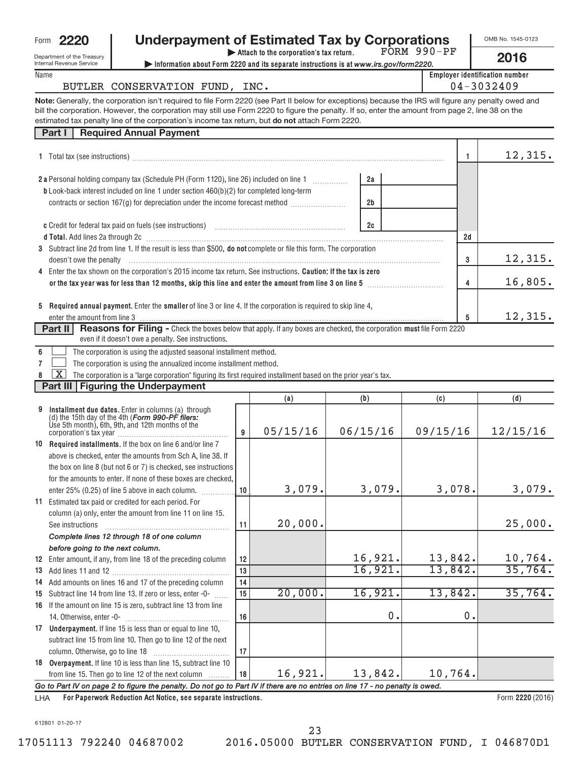Form **2220**

Department of the Treasury
Internal Revenue Service

# Underpayment of Estimated Tax by Corporations

▶ Attach to the corporation's tax return. FORM 990-PF

▶ Information about Form 2220 and its separate instructions is at *www.irs.gov/form2220.*

OMB No. 1545-0123

**2016**

Name: BUTLER CONSERVATION FUND, INC.

Employer identification number: 04-3032409

**Note:** Generally, the corporation isn't required to file Form 2220 (see Part II below for exceptions) because the IRS will figure any penalty owed and bill the corporation. However, the corporation may still use Form 2220 to figure the penalty. If so, enter the amount from page 2, line 38 on the estimated tax penalty line of the corporation's income tax return, but **do not** attach Form 2220.

## Part I Required Annual Payment

| | | | |
|---|---|---|---|
| **1** Total tax (see instructions) | | 1 | 12,315. |
| **2 a** Personal holding company tax (Schedule PH (Form 1120), line 26) included on line 1 | 2a | | |
| **b** Look-back interest included on line 1 under section 460(b)(2) for completed long-term contracts or section 167(g) for depreciation under the income forecast method | 2b | | |
| **c** Credit for federal tax paid on fuels (see instructions) | 2c | | |
| **d Total.** Add lines 2a through 2c | | 2d | |
| **3** Subtract line 2d from line 1. If the result is less than $500, **do not** complete or file this form. The corporation doesn't owe the penalty | | 3 | 12,315. |
| **4** Enter the tax shown on the corporation's 2015 income tax return. See instructions. **Caution: If the tax is zero or the tax year was for less than 12 months, skip this line and enter the amount from line 3 on line 5** | | 4 | 16,805. |
| **5 Required annual payment.** Enter the **smaller** of line 3 or line 4. If the corporation is required to skip line 4, enter the amount from line 3 | | 5 | 12,315. |

## Part II Reasons for Filing - Check the boxes below that apply. If any boxes are checked, the corporation **must** file Form 2220 even if it doesn't owe a penalty. See instructions.

- **6** ☐ The corporation is using the adjusted seasonal installment method.
- **7** ☐ The corporation is using the annualized income installment method.
- **8** ☒ The corporation is a "large corporation" figuring its first required installment based on the prior year's tax.

## Part III Figuring the Underpayment

| | | (a) | (b) | (c) | (d) |
|---|---|---|---|---|---|
| **9 Installment due dates.** Enter in columns (a) through (d) the 15th day of the 4th (*Form 990-PF filers:* Use 5th month), 6th, 9th, and 12th months of the corporation's tax year | 9 | 05/15/16 | 06/15/16 | 09/15/16 | 12/15/16 |
| **10 Required installments.** If the box on line 6 and/or line 7 above is checked, enter the amounts from Sch A, line 38. If the box on line 8 (but not 6 or 7) is checked, see instructions for the amounts to enter. If none of these boxes are checked, enter 25% (0.25) of line 5 above in each column. | 10 | 3,079. | 3,079. | 3,078. | 3,079. |
| **11** Estimated tax paid or credited for each period. For column (a) only, enter the amount from line 11 on line 15. See instructions | 11 | 20,000. | | | 25,000. |
| ***Complete lines 12 through 18 of one column before going to the next column.*** | | | | | |
| **12** Enter amount, if any, from line 18 of the preceding column | 12 | | 16,921. | 13,842. | 10,764. |
| **13** Add lines 11 and 12 | 13 | | 16,921. | 13,842. | 35,764. |
| **14** Add amounts on lines 16 and 17 of the preceding column | 14 | | | | |
| **15** Subtract line 14 from line 13. If zero or less, enter -0- | 15 | 20,000. | 16,921. | 13,842. | 35,764. |
| **16** If the amount on line 15 is zero, subtract line 13 from line 14. Otherwise, enter -0- | 16 | | 0. | 0. | |
| **17 Underpayment.** If line 15 is less than or equal to line 10, subtract line 15 from line 10. Then go to line 12 of the next column. Otherwise, go to line 18 | 17 | | | | |
| **18 Overpayment.** If line 10 is less than line 15, subtract line 10 from line 15. Then go to line 12 of the next column | 18 | 16,921. | 13,842. | 10,764. | |

***Go to Part IV on page 2 to figure the penalty. Do not go to Part IV if there are no entries on line 17 - no penalty is owed.***

LHA **For Paperwork Reduction Act Notice, see separate instructions.** Form **2220** (2016)

612801 01-20-17

17051113 792240 04687002 2016.05000 BUTLER CONSERVATION FUND, I 046870D1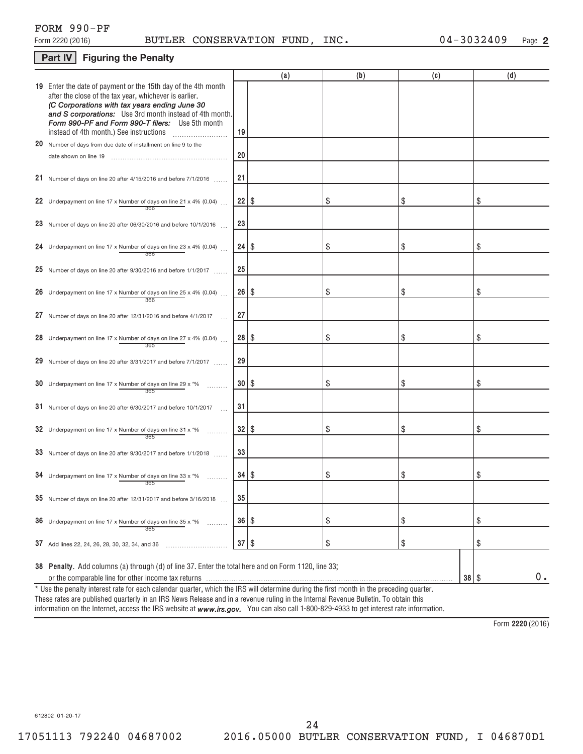FORM 990-PF

Form 2220 (2016) BUTLER CONSERVATION FUND, INC. 04-3032409 Page **2**

## Part IV Figuring the Penalty

| | | (a) | (b) | (c) | (d) |
|---|---|---|---|---|---|
| **19** Enter the date of payment or the 15th day of the 4th month after the close of the tax year, whichever is earlier. *(C Corporations with tax years ending June 30 and S corporations:* Use 3rd month instead of 4th month. *Form 990-PF and Form 990-T filers:* Use 5th month instead of 4th month.) See instructions | 19 | | | | |
| **20** Number of days from due date of installment on line 9 to the date shown on line 19 | 20 | | | | |
| **21** Number of days on line 20 after 4/15/2016 and before 7/1/2016 | 21 | | | | |
| **22** Underpayment on line 17 x Number of days on line 21 / 366 x 4% (0.04) | 22 | $ | $ | $ | $ |
| **23** Number of days on line 20 after 06/30/2016 and before 10/1/2016 | 23 | | | | |
| **24** Underpayment on line 17 x Number of days on line 23 / 366 x 4% (0.04) | 24 | $ | $ | $ | $ |
| **25** Number of days on line 20 after 9/30/2016 and before 1/1/2017 | 25 | | | | |
| **26** Underpayment on line 17 x Number of days on line 25 / 366 x 4% (0.04) | 26 | $ | $ | $ | $ |
| **27** Number of days on line 20 after 12/31/2016 and before 4/1/2017 | 27 | | | | |
| **28** Underpayment on line 17 x Number of days on line 27 / 365 x 4% (0.04) | 28 | $ | $ | $ | $ |
| **29** Number of days on line 20 after 3/31/2017 and before 7/1/2017 | 29 | | | | |
| **30** Underpayment on line 17 x Number of days on line 29 / 365 x *% | 30 | $ | $ | $ | $ |
| **31** Number of days on line 20 after 6/30/2017 and before 10/1/2017 | 31 | | | | |
| **32** Underpayment on line 17 x Number of days on line 31 / 365 x *% | 32 | $ | $ | $ | $ |
| **33** Number of days on line 20 after 9/30/2017 and before 1/1/2018 | 33 | | | | |
| **34** Underpayment on line 17 x Number of days on line 33 / 365 x *% | 34 | $ | $ | $ | $ |
| **35** Number of days on line 20 after 12/31/2017 and before 3/16/2018 | 35 | | | | |
| **36** Underpayment on line 17 x Number of days on line 35 / 365 x *% | 36 | $ | $ | $ | $ |
| **37** Add lines 22, 24, 26, 28, 30, 32, 34, and 36 | 37 | $ | $ | $ | $ |

**38 Penalty.** Add columns (a) through (d) of line 37. Enter the total here and on Form 1120, line 33; or the comparable line for other income tax returns ..... **38** $ 0.

* Use the penalty interest rate for each calendar quarter, which the IRS will determine during the first month in the preceding quarter. These rates are published quarterly in an IRS News Release and in a revenue ruling in the Internal Revenue Bulletin. To obtain this information on the Internet, access the IRS website at ***www.irs.gov.*** You can also call 1-800-829-4933 to get interest rate information.

Form **2220** (2016)

612802 01-20-17

17051113 792240 04687002 2016.05000 BUTLER CONSERVATION FUND, I 046870D1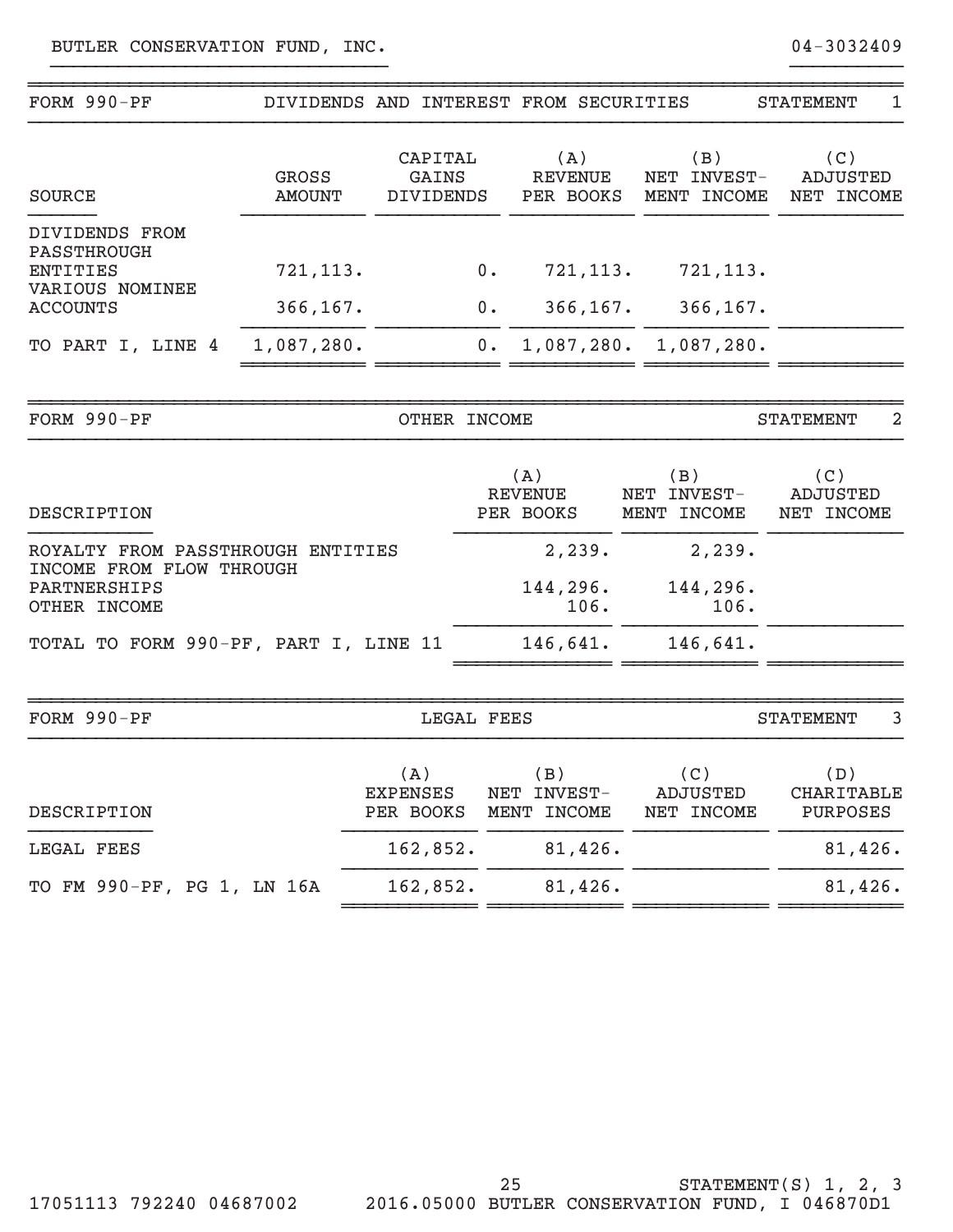BUTLER CONSERVATION FUND, INC. 04-3032409

## FORM 990-PF DIVIDENDS AND INTEREST FROM SECURITIES STATEMENT 1

| SOURCE | GROSS AMOUNT | CAPITAL GAINS DIVIDENDS | (A) REVENUE PER BOOKS | (B) NET INVEST-MENT INCOME | (C) ADJUSTED NET INCOME |
|---|---|---|---|---|---|
| DIVIDENDS FROM PASSTHROUGH ENTITIES | 721,113. | 0. | 721,113. | 721,113. | |
| VARIOUS NOMINEE ACCOUNTS | 366,167. | 0. | 366,167. | 366,167. | |
| TO PART I, LINE 4 | 1,087,280. | 0. | 1,087,280. | 1,087,280. | |

## FORM 990-PF OTHER INCOME STATEMENT 2

| DESCRIPTION | (A) REVENUE PER BOOKS | (B) NET INVEST-MENT INCOME | (C) ADJUSTED NET INCOME |
|---|---|---|---|
| ROYALTY FROM PASSTHROUGH ENTITIES | 2,239. | 2,239. | |
| INCOME FROM FLOW THROUGH PARTNERSHIPS | 144,296. | 144,296. | |
| OTHER INCOME | 106. | 106. | |
| TOTAL TO FORM 990-PF, PART I, LINE 11 | 146,641. | 146,641. | |

## FORM 990-PF LEGAL FEES STATEMENT 3

| DESCRIPTION | (A) EXPENSES PER BOOKS | (B) NET INVEST-MENT INCOME | (C) ADJUSTED NET INCOME | (D) CHARITABLE PURPOSES |
|---|---|---|---|---|
| LEGAL FEES | 162,852. | 81,426. | | 81,426. |
| TO FM 990-PF, PG 1, LN 16A | 162,852. | 81,426. | | 81,426. |

STATEMENT(S) 1, 2, 3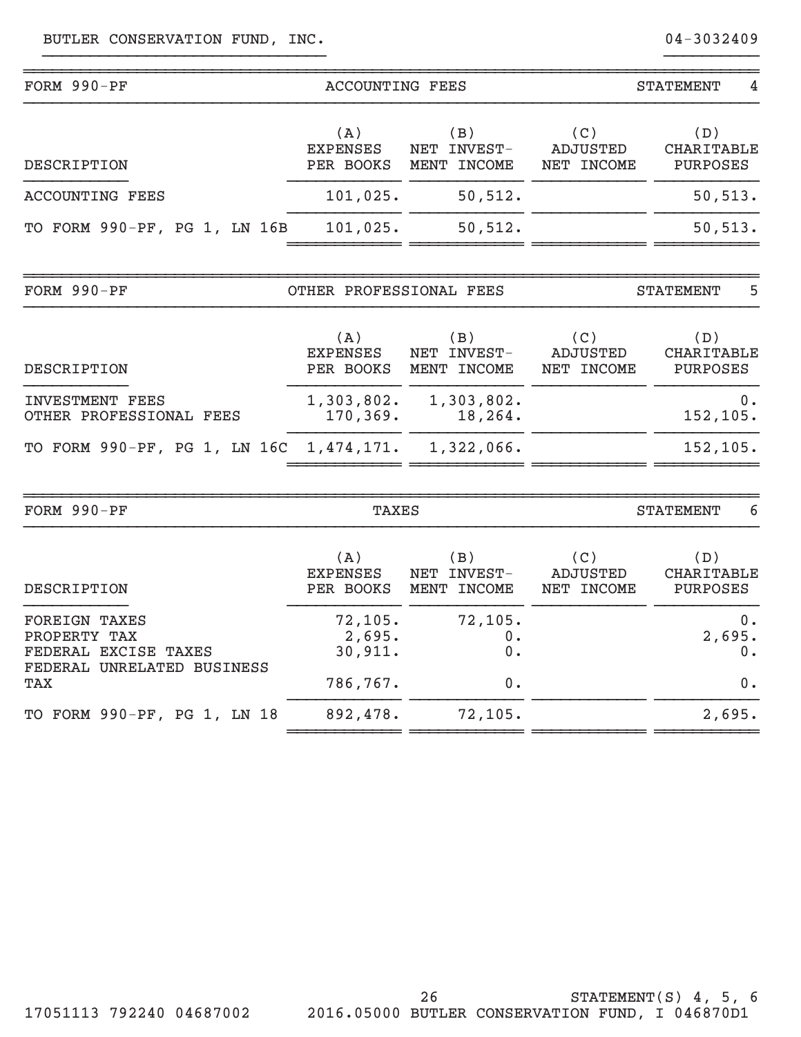BUTLER CONSERVATION FUND, INC. 04-3032409

## FORM 990-PF — ACCOUNTING FEES — STATEMENT 4

| DESCRIPTION | (A) EXPENSES PER BOOKS | (B) NET INVEST-MENT INCOME | (C) ADJUSTED NET INCOME | (D) CHARITABLE PURPOSES |
|---|---|---|---|---|
| ACCOUNTING FEES | 101,025. | 50,512. | | 50,513. |
| TO FORM 990-PF, PG 1, LN 16B | 101,025. | 50,512. | | 50,513. |

## FORM 990-PF — OTHER PROFESSIONAL FEES — STATEMENT 5

| DESCRIPTION | (A) EXPENSES PER BOOKS | (B) NET INVEST-MENT INCOME | (C) ADJUSTED NET INCOME | (D) CHARITABLE PURPOSES |
|---|---|---|---|---|
| INVESTMENT FEES | 1,303,802. | 1,303,802. | | 0. |
| OTHER PROFESSIONAL FEES | 170,369. | 18,264. | | 152,105. |
| TO FORM 990-PF, PG 1, LN 16C | 1,474,171. | 1,322,066. | | 152,105. |

## FORM 990-PF — TAXES — STATEMENT 6

| DESCRIPTION | (A) EXPENSES PER BOOKS | (B) NET INVEST-MENT INCOME | (C) ADJUSTED NET INCOME | (D) CHARITABLE PURPOSES |
|---|---|---|---|---|
| FOREIGN TAXES | 72,105. | 72,105. | | 0. |
| PROPERTY TAX | 2,695. | 0. | | 2,695. |
| FEDERAL EXCISE TAXES | 30,911. | 0. | | 0. |
| FEDERAL UNRELATED BUSINESS TAX | 786,767. | 0. | | 0. |
| TO FORM 990-PF, PG 1, LN 18 | 892,478. | 72,105. | | 2,695. |

STATEMENT(S) 4, 5, 6

17051113 792240 04687002 2016.05000 BUTLER CONSERVATION FUND, I 046870D1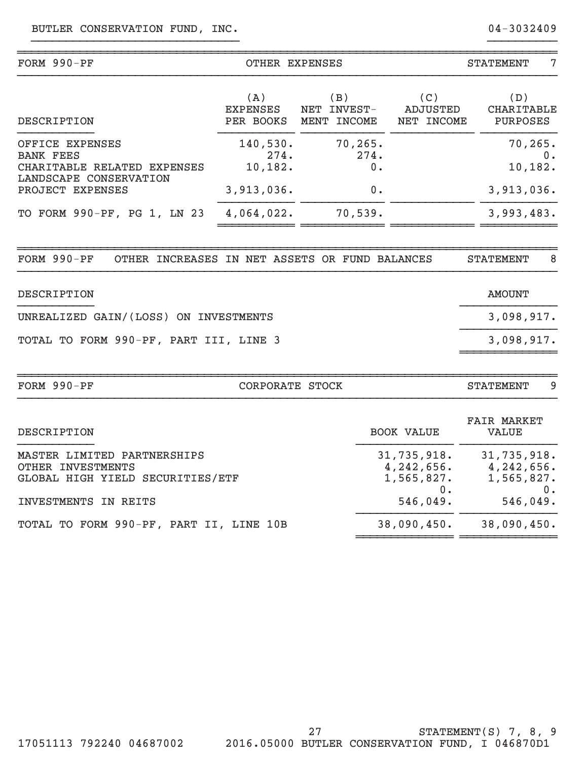BUTLER CONSERVATION FUND, INC. 04-3032409

## FORM 990-PF — OTHER EXPENSES — STATEMENT 7

| DESCRIPTION | (A) EXPENSES PER BOOKS | (B) NET INVEST-MENT INCOME | (C) ADJUSTED NET INCOME | (D) CHARITABLE PURPOSES |
|---|---|---|---|---|
| OFFICE EXPENSES | 140,530. | 70,265. | | 70,265. |
| BANK FEES | 274. | 274. | | 0. |
| CHARITABLE RELATED EXPENSES | 10,182. | 0. | | 10,182. |
| LANDSCAPE CONSERVATION PROJECT EXPENSES | 3,913,036. | 0. | | 3,913,036. |
| TO FORM 990-PF, PG 1, LN 23 | 4,064,022. | 70,539. | | 3,993,483. |

## FORM 990-PF — OTHER INCREASES IN NET ASSETS OR FUND BALANCES — STATEMENT 8

| DESCRIPTION | AMOUNT |
|---|---|
| UNREALIZED GAIN/(LOSS) ON INVESTMENTS | 3,098,917. |
| TOTAL TO FORM 990-PF, PART III, LINE 3 | 3,098,917. |

## FORM 990-PF — CORPORATE STOCK — STATEMENT 9

| DESCRIPTION | BOOK VALUE | FAIR MARKET VALUE |
|---|---|---|
| MASTER LIMITED PARTNERSHIPS | 31,735,918. | 31,735,918. |
| OTHER INVESTMENTS | 4,242,656. | 4,242,656. |
| GLOBAL HIGH YIELD SECURITIES/ETF | 1,565,827. | 1,565,827. |
| | 0. | 0. |
| INVESTMENTS IN REITS | 546,049. | 546,049. |
| TOTAL TO FORM 990-PF, PART II, LINE 10B | 38,090,450. | 38,090,450. |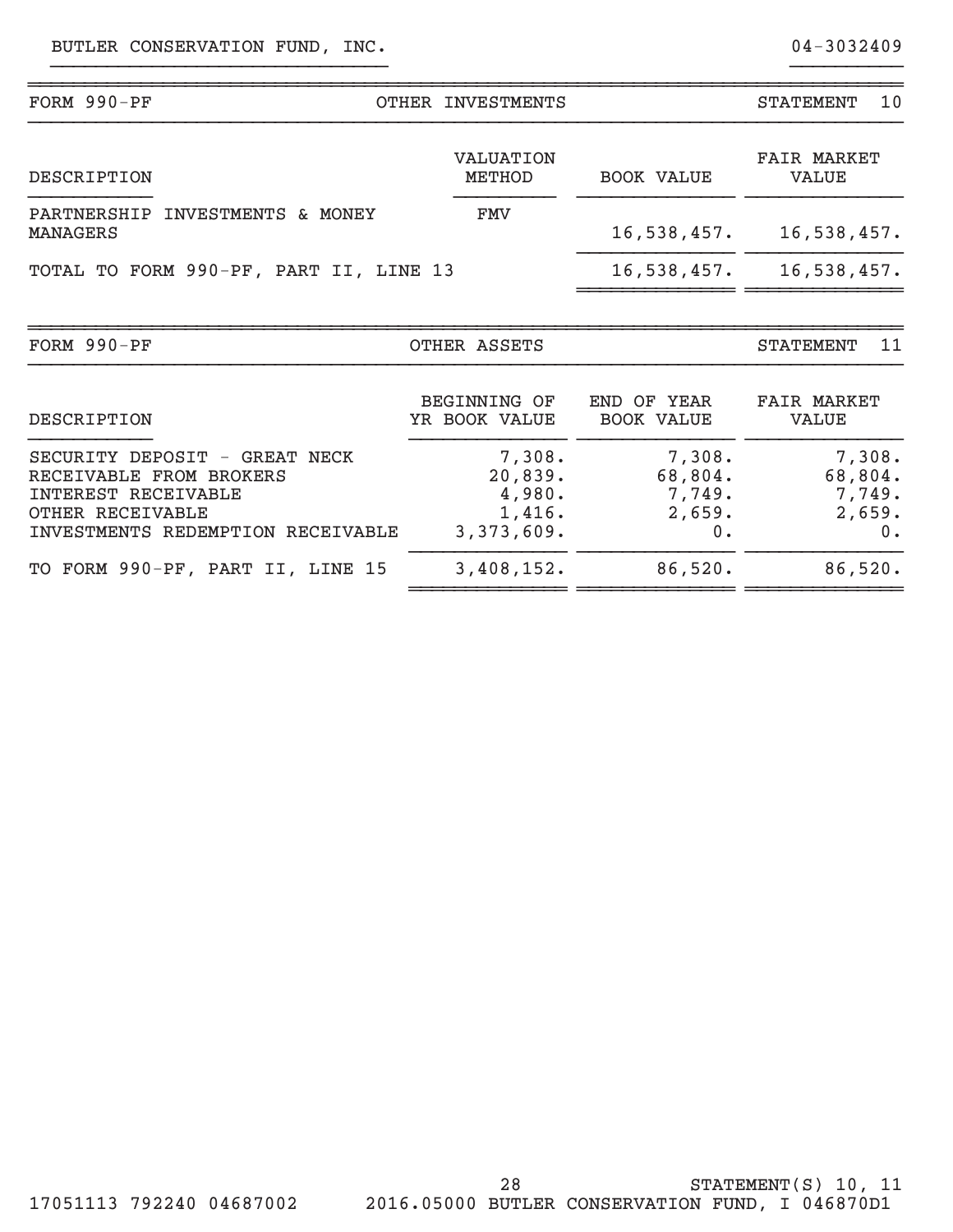BUTLER CONSERVATION FUND, INC. 04-3032409

## FORM 990-PF — OTHER INVESTMENTS — STATEMENT 10

| DESCRIPTION | VALUATION METHOD | BOOK VALUE | FAIR MARKET VALUE |
|---|---|---|---|
| PARTNERSHIP INVESTMENTS & MONEY MANAGERS | FMV | 16,538,457. | 16,538,457. |
| TOTAL TO FORM 990-PF, PART II, LINE 13 | | 16,538,457. | 16,538,457. |

## FORM 990-PF — OTHER ASSETS — STATEMENT 11

| DESCRIPTION | BEGINNING OF YR BOOK VALUE | END OF YEAR BOOK VALUE | FAIR MARKET VALUE |
|---|---|---|---|
| SECURITY DEPOSIT - GREAT NECK | 7,308. | 7,308. | 7,308. |
| RECEIVABLE FROM BROKERS | 20,839. | 68,804. | 68,804. |
| INTEREST RECEIVABLE | 4,980. | 7,749. | 7,749. |
| OTHER RECEIVABLE | 1,416. | 2,659. | 2,659. |
| INVESTMENTS REDEMPTION RECEIVABLE | 3,373,609. | 0. | 0. |
| TO FORM 990-PF, PART II, LINE 15 | 3,408,152. | 86,520. | 86,520. |

STATEMENT(S) 10, 11

17051113 792240 04687002 2016.05000 BUTLER CONSERVATION FUND, I 046870D1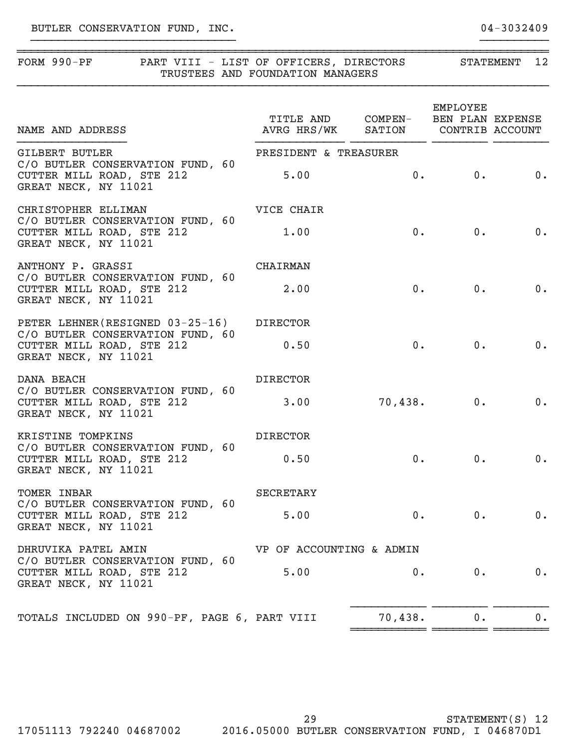BUTLER CONSERVATION FUND, INC. 04-3032409

## FORM 990-PF PART VIII - LIST OF OFFICERS, DIRECTORS TRUSTEES AND FOUNDATION MANAGERS — STATEMENT 12

| NAME AND ADDRESS | TITLE AND AVRG HRS/WK | COMPEN-SATION | EMPLOYEE BEN PLAN CONTRIB | EXPENSE ACCOUNT |
|---|---|---|---|---|
| GILBERT BUTLER<br>C/O BUTLER CONSERVATION FUND, 60 CUTTER MILL ROAD, STE 212<br>GREAT NECK, NY 11021 | PRESIDENT & TREASURER<br>5.00 | 0. | 0. | 0. |
| CHRISTOPHER ELLIMAN<br>C/O BUTLER CONSERVATION FUND, 60 CUTTER MILL ROAD, STE 212<br>GREAT NECK, NY 11021 | VICE CHAIR<br>1.00 | 0. | 0. | 0. |
| ANTHONY P. GRASSI<br>C/O BUTLER CONSERVATION FUND, 60 CUTTER MILL ROAD, STE 212<br>GREAT NECK, NY 11021 | CHAIRMAN<br>2.00 | 0. | 0. | 0. |
| PETER LEHNER(RESIGNED 03-25-16)<br>C/O BUTLER CONSERVATION FUND, 60 CUTTER MILL ROAD, STE 212<br>GREAT NECK, NY 11021 | DIRECTOR<br>0.50 | 0. | 0. | 0. |
| DANA BEACH<br>C/O BUTLER CONSERVATION FUND, 60 CUTTER MILL ROAD, STE 212<br>GREAT NECK, NY 11021 | DIRECTOR<br>3.00 | 70,438. | 0. | 0. |
| KRISTINE TOMPKINS<br>C/O BUTLER CONSERVATION FUND, 60 CUTTER MILL ROAD, STE 212<br>GREAT NECK, NY 11021 | DIRECTOR<br>0.50 | 0. | 0. | 0. |
| TOMER INBAR<br>C/O BUTLER CONSERVATION FUND, 60 CUTTER MILL ROAD, STE 212<br>GREAT NECK, NY 11021 | SECRETARY<br>5.00 | 0. | 0. | 0. |
| DHRUVIKA PATEL AMIN<br>C/O BUTLER CONSERVATION FUND, 60 CUTTER MILL ROAD, STE 212<br>GREAT NECK, NY 11021 | VP OF ACCOUNTING & ADMIN<br>5.00 | 0. | 0. | 0. |
| TOTALS INCLUDED ON 990-PF, PAGE 6, PART VIII | | 70,438. | 0. | 0. |

17051113 792240 04687002 2016.05000 BUTLER CONSERVATION FUND, I 046870D1

STATEMENT(S) 12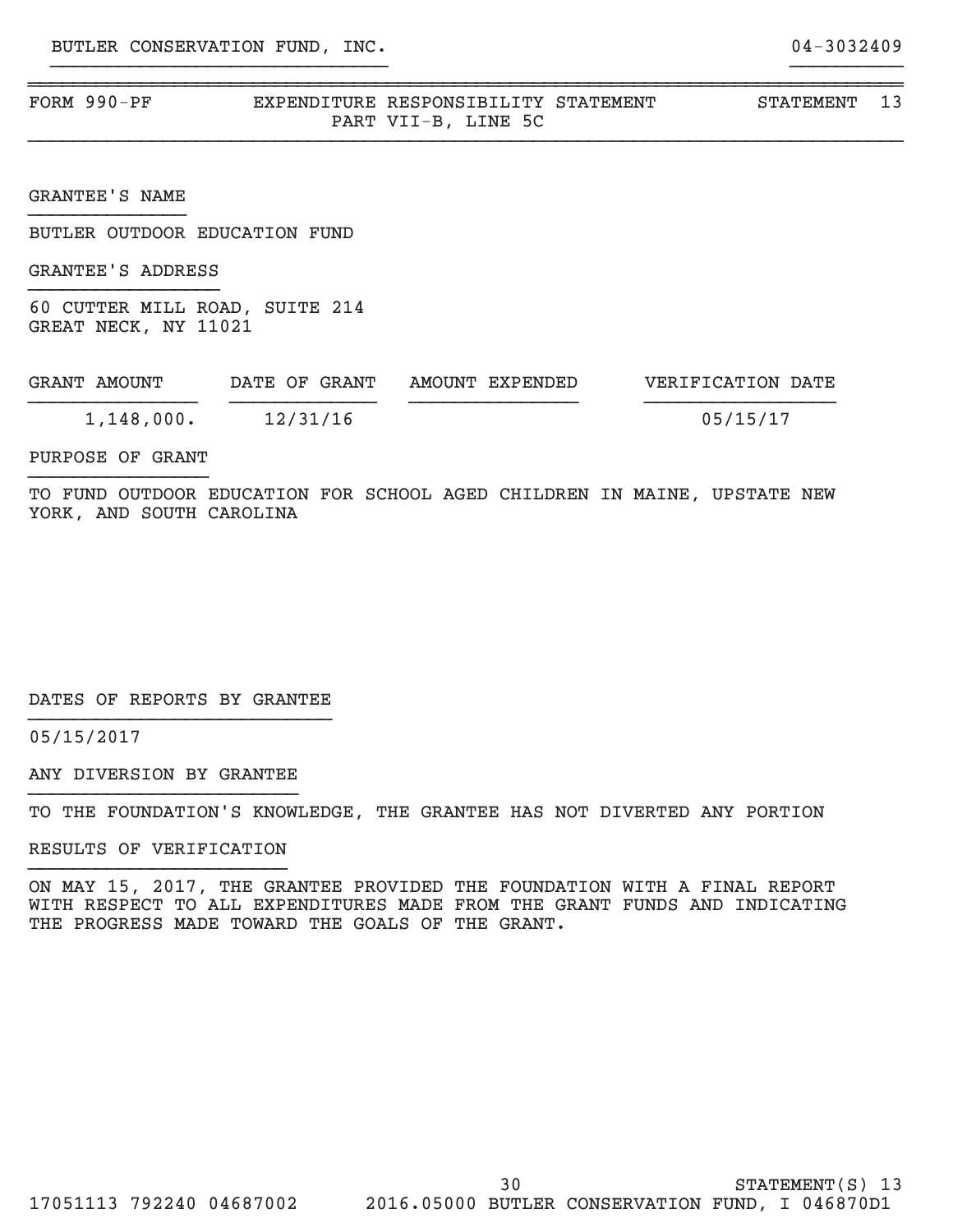BUTLER CONSERVATION FUND, INC. 04-3032409

| FORM 990-PF | EXPENDITURE RESPONSIBILITY STATEMENT PART VII-B, LINE 5C | STATEMENT 13 |
|---|---|---|

GRANTEE'S NAME

BUTLER OUTDOOR EDUCATION FUND

GRANTEE'S ADDRESS

60 CUTTER MILL ROAD, SUITE 214
GREAT NECK, NY 11021

| GRANT AMOUNT | DATE OF GRANT | AMOUNT EXPENDED | VERIFICATION DATE |
|---|---|---|---|
| 1,148,000. | 12/31/16 | | 05/15/17 |

PURPOSE OF GRANT

TO FUND OUTDOOR EDUCATION FOR SCHOOL AGED CHILDREN IN MAINE, UPSTATE NEW YORK, AND SOUTH CAROLINA

DATES OF REPORTS BY GRANTEE

05/15/2017

ANY DIVERSION BY GRANTEE

TO THE FOUNDATION'S KNOWLEDGE, THE GRANTEE HAS NOT DIVERTED ANY PORTION

RESULTS OF VERIFICATION

ON MAY 15, 2017, THE GRANTEE PROVIDED THE FOUNDATION WITH A FINAL REPORT WITH RESPECT TO ALL EXPENDITURES MADE FROM THE GRANT FUNDS AND INDICATING THE PROGRESS MADE TOWARD THE GOALS OF THE GRANT.

STATEMENT(S) 13

17051113 792240 04687002 2016.05000 BUTLER CONSERVATION FUND, I 046870D1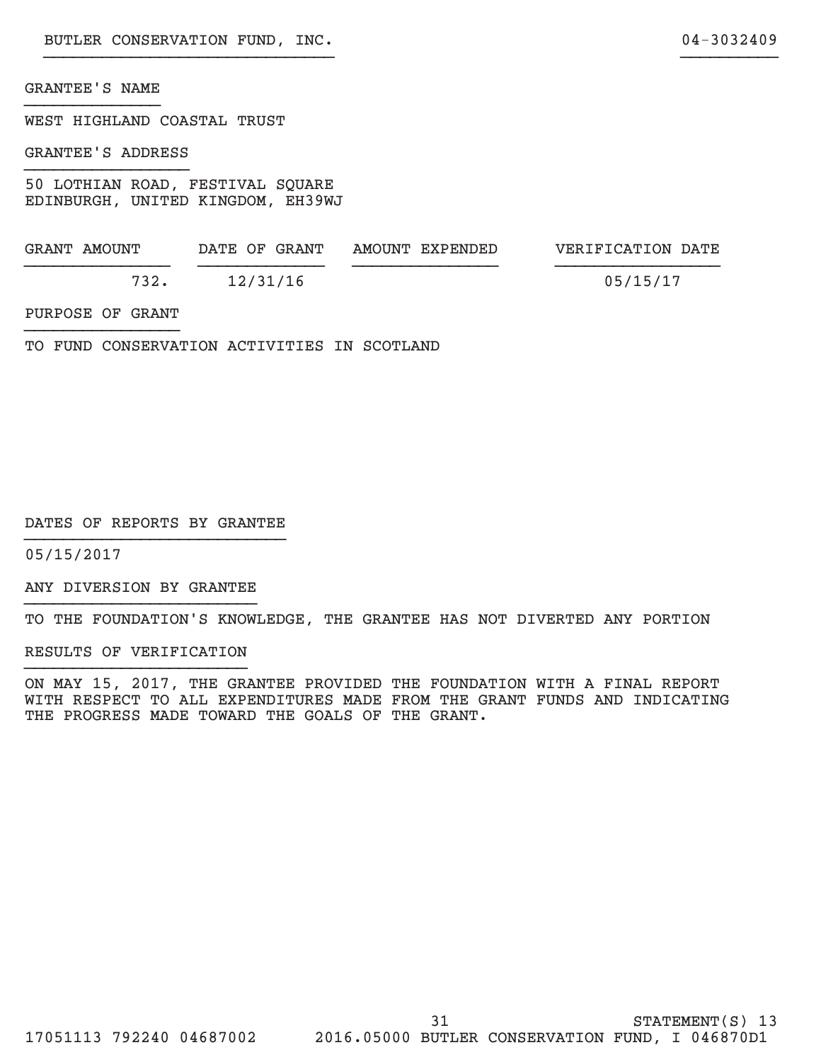BUTLER CONSERVATION FUND, INC. 04-3032409

GRANTEE'S NAME

WEST HIGHLAND COASTAL TRUST

GRANTEE'S ADDRESS

50 LOTHIAN ROAD, FESTIVAL SQUARE
EDINBURGH, UNITED KINGDOM, EH39WJ

| GRANT AMOUNT | DATE OF GRANT | AMOUNT EXPENDED | VERIFICATION DATE |
|---|---|---|---|
| 732. | 12/31/16 | | 05/15/17 |

PURPOSE OF GRANT

TO FUND CONSERVATION ACTIVITIES IN SCOTLAND

DATES OF REPORTS BY GRANTEE

05/15/2017

ANY DIVERSION BY GRANTEE

TO THE FOUNDATION'S KNOWLEDGE, THE GRANTEE HAS NOT DIVERTED ANY PORTION

RESULTS OF VERIFICATION

ON MAY 15, 2017, THE GRANTEE PROVIDED THE FOUNDATION WITH A FINAL REPORT WITH RESPECT TO ALL EXPENDITURES MADE FROM THE GRANT FUNDS AND INDICATING THE PROGRESS MADE TOWARD THE GOALS OF THE GRANT.

STATEMENT(S) 13

17051113 792240 04687002 2016.05000 BUTLER CONSERVATION FUND, I 046870D1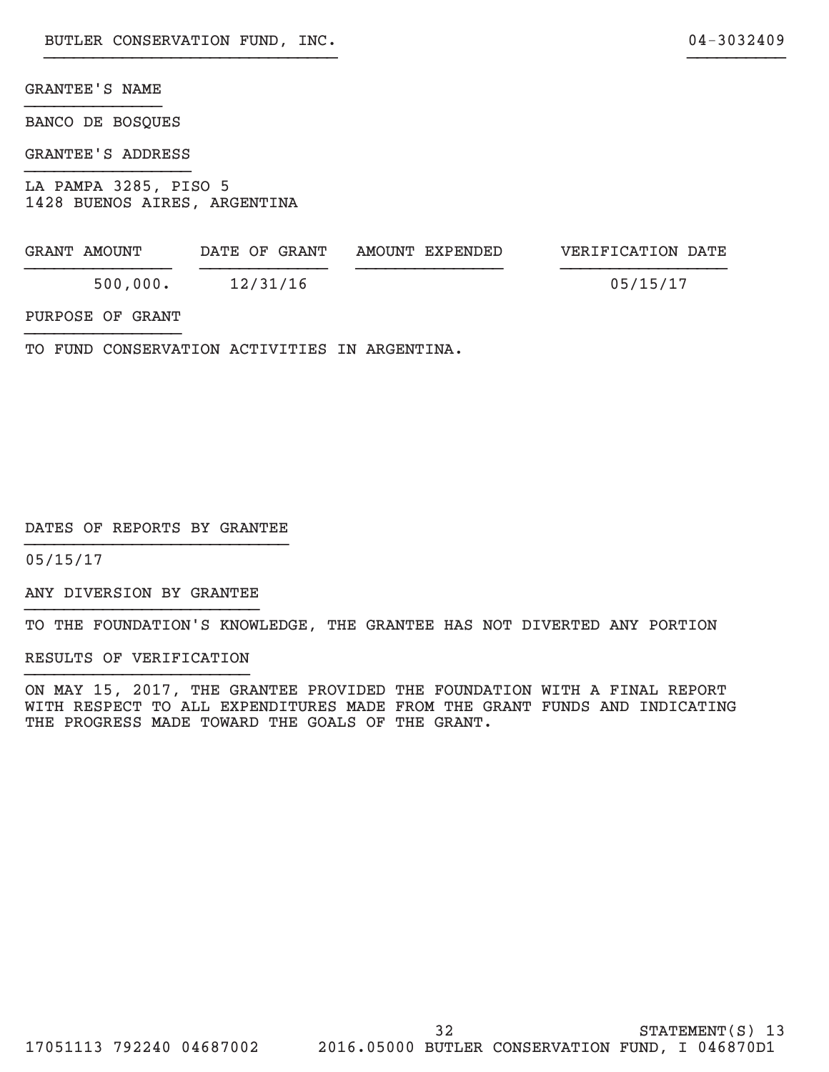BUTLER CONSERVATION FUND, INC. 04-3032409

GRANTEE'S NAME

BANCO DE BOSQUES

GRANTEE'S ADDRESS

LA PAMPA 3285, PISO 5
1428 BUENOS AIRES, ARGENTINA

| GRANT AMOUNT | DATE OF GRANT | AMOUNT EXPENDED | VERIFICATION DATE |
|---|---|---|---|
| 500,000. | 12/31/16 | | 05/15/17 |

PURPOSE OF GRANT

TO FUND CONSERVATION ACTIVITIES IN ARGENTINA.

DATES OF REPORTS BY GRANTEE

05/15/17

ANY DIVERSION BY GRANTEE

TO THE FOUNDATION'S KNOWLEDGE, THE GRANTEE HAS NOT DIVERTED ANY PORTION

RESULTS OF VERIFICATION

ON MAY 15, 2017, THE GRANTEE PROVIDED THE FOUNDATION WITH A FINAL REPORT WITH RESPECT TO ALL EXPENDITURES MADE FROM THE GRANT FUNDS AND INDICATING THE PROGRESS MADE TOWARD THE GOALS OF THE GRANT.

STATEMENT(S) 13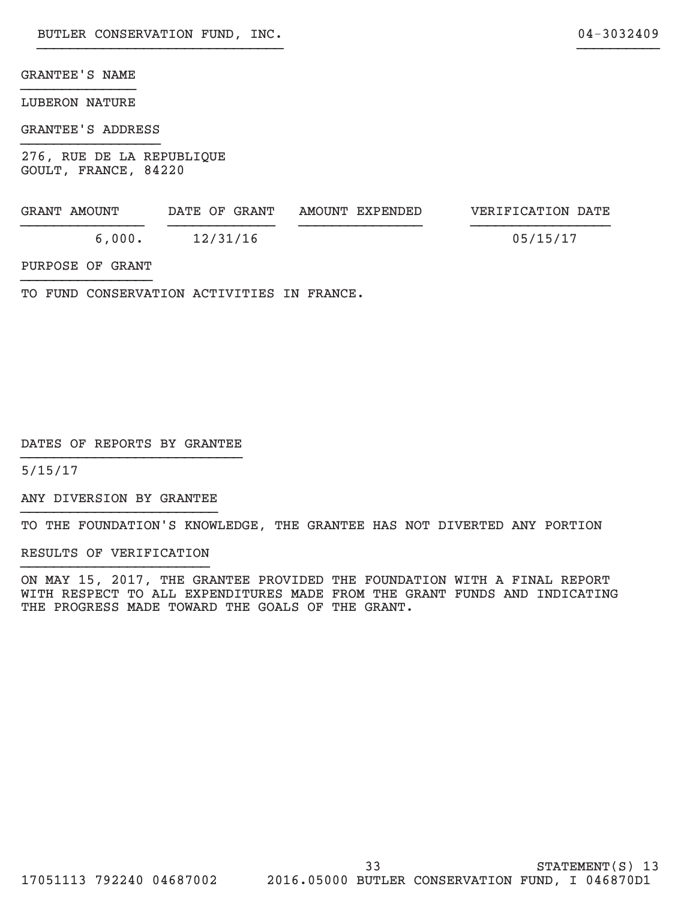BUTLER CONSERVATION FUND, INC. 04-3032409

GRANTEE'S NAME

LUBERON NATURE

GRANTEE'S ADDRESS

276, RUE DE LA REPUBLIQUE
GOULT, FRANCE, 84220

| GRANT AMOUNT | DATE OF GRANT | AMOUNT EXPENDED | VERIFICATION DATE |
|---|---|---|---|
| 6,000. | 12/31/16 | | 05/15/17 |

PURPOSE OF GRANT

TO FUND CONSERVATION ACTIVITIES IN FRANCE.

DATES OF REPORTS BY GRANTEE

5/15/17

ANY DIVERSION BY GRANTEE

TO THE FOUNDATION'S KNOWLEDGE, THE GRANTEE HAS NOT DIVERTED ANY PORTION

RESULTS OF VERIFICATION

ON MAY 15, 2017, THE GRANTEE PROVIDED THE FOUNDATION WITH A FINAL REPORT WITH RESPECT TO ALL EXPENDITURES MADE FROM THE GRANT FUNDS AND INDICATING THE PROGRESS MADE TOWARD THE GOALS OF THE GRANT.

STATEMENT(S) 13